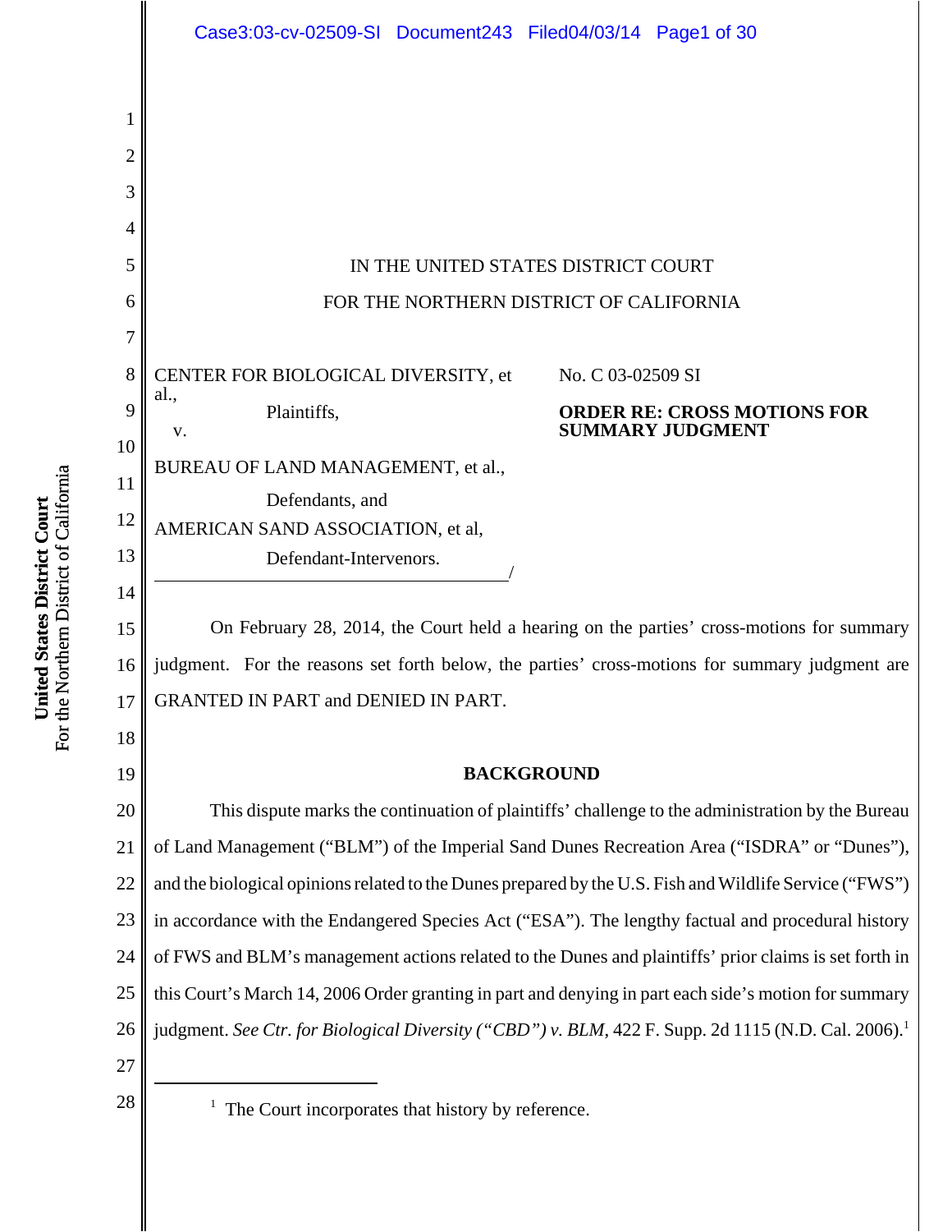IN THE UNITED STATES DISTRICT COURT

FOR THE NORTHERN DISTRICT OF CALIFORNIA

CENTER FOR BIOLOGICAL DIVERSITY, et al.,

Plaintiffs,

v.

BUREAU OF LAND MANAGEMENT, et al.,

Defendants, and

AMERICAN SAND ASSOCIATION, et al,

Defendant-Intervenors.

No. C 03-02509 SI

**ORDER RE: CROSS MOTIONS FOR SUMMARY JUDGMENT**

On February 28, 2014, the Court held a hearing on the parties' cross-motions for summary judgment. For the reasons set forth below, the parties' cross-motions for summary judgment are GRANTED IN PART and DENIED IN PART.

**BACKGROUND**

This dispute marks the continuation of plaintiffs' challenge to the administration by the Bureau of Land Management ("BLM") of the Imperial Sand Dunes Recreation Area ("ISDRA" or "Dunes"), and the biological opinions related to the Dunes prepared by the U.S. Fish and Wildlife Service ("FWS") in accordance with the Endangered Species Act ("ESA"). The lengthy factual and procedural history of FWS and BLM's management actions related to the Dunes and plaintiffs' prior claims is set forth in this Court's March 14, 2006 Order granting in part and denying in part each side's motion for summary judgment. *See Ctr. for Biological Diversity ("CBD") v. BLM*, 422 F. Supp. 2d 1115 (N.D. Cal. 2006).[1]

[1] The Court incorporates that history by reference.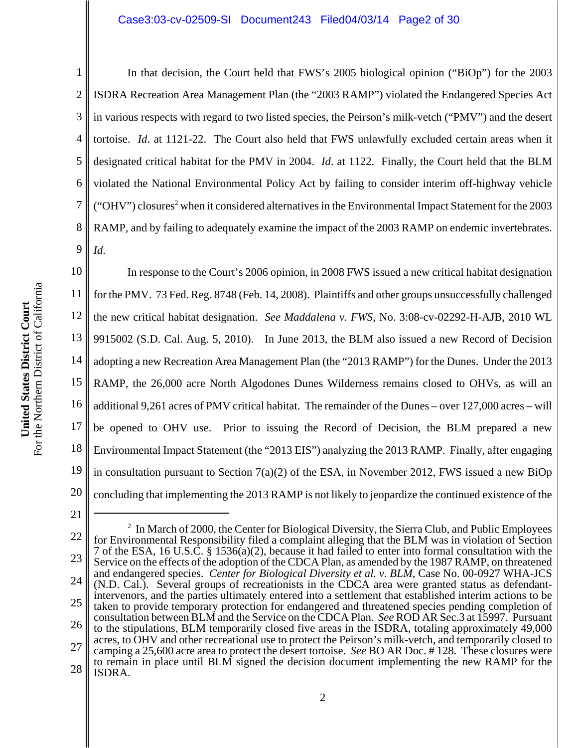In that decision, the Court held that FWS's 2005 biological opinion ("BiOp") for the 2003 ISDRA Recreation Area Management Plan (the "2003 RAMP") violated the Endangered Species Act in various respects with regard to two listed species, the Peirson's milk-vetch ("PMV") and the desert tortoise. *Id*. at 1121-22. The Court also held that FWS unlawfully excluded certain areas when it designated critical habitat for the PMV in 2004. *Id*. at 1122. Finally, the Court held that the BLM violated the National Environmental Policy Act by failing to consider interim off-highway vehicle ("OHV") closures[2] when it considered alternatives in the Environmental Impact Statement for the 2003 RAMP, and by failing to adequately examine the impact of the 2003 RAMP on endemic invertebrates. *Id*.

In response to the Court's 2006 opinion, in 2008 FWS issued a new critical habitat designation for the PMV. 73 Fed. Reg. 8748 (Feb. 14, 2008). Plaintiffs and other groups unsuccessfully challenged the new critical habitat designation. *See Maddalena v. FWS*, No. 3:08-cv-02292-H-AJB, 2010 WL 9915002 (S.D. Cal. Aug. 5, 2010). In June 2013, the BLM also issued a new Record of Decision adopting a new Recreation Area Management Plan (the "2013 RAMP") for the Dunes. Under the 2013 RAMP, the 26,000 acre North Algodones Dunes Wilderness remains closed to OHVs, as will an additional 9,261 acres of PMV critical habitat. The remainder of the Dunes – over 127,000 acres – will be opened to OHV use. Prior to issuing the Record of Decision, the BLM prepared a new Environmental Impact Statement (the "2013 EIS") analyzing the 2013 RAMP. Finally, after engaging in consultation pursuant to Section 7(a)(2) of the ESA, in November 2012, FWS issued a new BiOp concluding that implementing the 2013 RAMP is not likely to jeopardize the continued existence of the

---

[2] In March of 2000, the Center for Biological Diversity, the Sierra Club, and Public Employees for Environmental Responsibility filed a complaint alleging that the BLM was in violation of Section 7 of the ESA, 16 U.S.C. § 1536(a)(2), because it had failed to enter into formal consultation with the Service on the effects of the adoption of the CDCA Plan, as amended by the 1987 RAMP, on threatened and endangered species. *Center for Biological Diversity et al. v. BLM*, Case No. 00-0927 WHA-JCS (N.D. Cal.). Several groups of recreationists in the CDCA area were granted status as defendant-intervenors, and the parties ultimately entered into a settlement that established interim actions to be taken to provide temporary protection for endangered and threatened species pending completion of consultation between BLM and the Service on the CDCA Plan. *See* ROD AR Sec.3 at 15997. Pursuant to the stipulations, BLM temporarily closed five areas in the ISDRA, totaling approximately 49,000 acres, to OHV and other recreational use to protect the Peirson's milk-vetch, and temporarily closed to camping a 25,600 acre area to protect the desert tortoise. *See* BO AR Doc. # 128. These closures were to remain in place until BLM signed the decision document implementing the new RAMP for the ISDRA.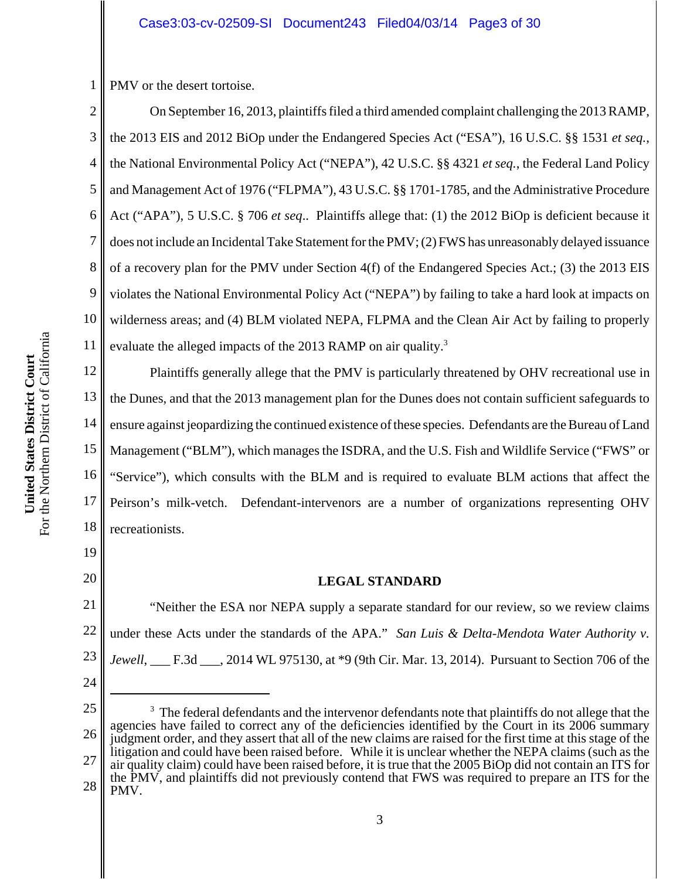PMV or the desert tortoise.

On September 16, 2013, plaintiffs filed a third amended complaint challenging the 2013 RAMP, the 2013 EIS and 2012 BiOp under the Endangered Species Act ("ESA"), 16 U.S.C. §§ 1531 *et seq.*, the National Environmental Policy Act ("NEPA"), 42 U.S.C. §§ 4321 *et seq.*, the Federal Land Policy and Management Act of 1976 ("FLPMA"), 43 U.S.C. §§ 1701-1785, and the Administrative Procedure Act ("APA"), 5 U.S.C. § 706 *et seq.*. Plaintiffs allege that: (1) the 2012 BiOp is deficient because it does not include an Incidental Take Statement for the PMV; (2) FWS has unreasonably delayed issuance of a recovery plan for the PMV under Section 4(f) of the Endangered Species Act.; (3) the 2013 EIS violates the National Environmental Policy Act ("NEPA") by failing to take a hard look at impacts on wilderness areas; and (4) BLM violated NEPA, FLPMA and the Clean Air Act by failing to properly evaluate the alleged impacts of the 2013 RAMP on air quality.[3]

Plaintiffs generally allege that the PMV is particularly threatened by OHV recreational use in the Dunes, and that the 2013 management plan for the Dunes does not contain sufficient safeguards to ensure against jeopardizing the continued existence of these species. Defendants are the Bureau of Land Management ("BLM"), which manages the ISDRA, and the U.S. Fish and Wildlife Service ("FWS" or "Service"), which consults with the BLM and is required to evaluate BLM actions that affect the Peirson's milk-vetch. Defendant-intervenors are a number of organizations representing OHV recreationists.

## LEGAL STANDARD

"Neither the ESA nor NEPA supply a separate standard for our review, so we review claims under these Acts under the standards of the APA." *San Luis & Delta-Mendota Water Authority v. Jewell*, ___ F.3d ___, 2014 WL 975130, at *9 (9th Cir. Mar. 13, 2014). Pursuant to Section 706 of the

---

[3] The federal defendants and the intervenor defendants note that plaintiffs do not allege that the agencies have failed to correct any of the deficiencies identified by the Court in its 2006 summary judgment order, and they assert that all of the new claims are raised for the first time at this stage of the litigation and could have been raised before. While it is unclear whether the NEPA claims (such as the air quality claim) could have been raised before, it is true that the 2005 BiOp did not contain an ITS for the PMV, and plaintiffs did not previously contend that FWS was required to prepare an ITS for the PMV.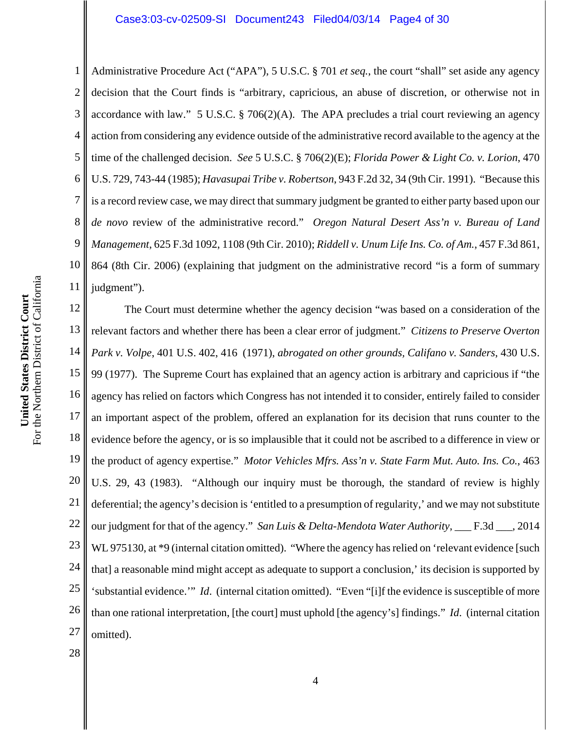Administrative Procedure Act ("APA"), 5 U.S.C. § 701 *et seq.*, the court "shall" set aside any agency decision that the Court finds is "arbitrary, capricious, an abuse of discretion, or otherwise not in accordance with law." 5 U.S.C. § 706(2)(A). The APA precludes a trial court reviewing an agency action from considering any evidence outside of the administrative record available to the agency at the time of the challenged decision. *See* 5 U.S.C. § 706(2)(E); *Florida Power & Light Co. v. Lorion*, 470 U.S. 729, 743-44 (1985); *Havasupai Tribe v. Robertson*, 943 F.2d 32, 34 (9th Cir. 1991). "Because this is a record review case, we may direct that summary judgment be granted to either party based upon our *de novo* review of the administrative record." *Oregon Natural Desert Ass'n v. Bureau of Land Management*, 625 F.3d 1092, 1108 (9th Cir. 2010); *Riddell v. Unum Life Ins. Co. of Am.*, 457 F.3d 861, 864 (8th Cir. 2006) (explaining that judgment on the administrative record "is a form of summary judgment").

The Court must determine whether the agency decision "was based on a consideration of the relevant factors and whether there has been a clear error of judgment." *Citizens to Preserve Overton Park v. Volpe*, 401 U.S. 402, 416 (1971), *abrogated on other grounds, Califano v. Sanders*, 430 U.S. 99 (1977). The Supreme Court has explained that an agency action is arbitrary and capricious if "the agency has relied on factors which Congress has not intended it to consider, entirely failed to consider an important aspect of the problem, offered an explanation for its decision that runs counter to the evidence before the agency, or is so implausible that it could not be ascribed to a difference in view or the product of agency expertise." *Motor Vehicles Mfrs. Ass'n v. State Farm Mut. Auto. Ins. Co.*, 463 U.S. 29, 43 (1983). "Although our inquiry must be thorough, the standard of review is highly deferential; the agency's decision is 'entitled to a presumption of regularity,' and we may not substitute our judgment for that of the agency." *San Luis & Delta-Mendota Water Authority*, ___ F.3d ___, 2014 WL 975130, at *9 (internal citation omitted). "Where the agency has relied on 'relevant evidence [such that] a reasonable mind might accept as adequate to support a conclusion,' its decision is supported by 'substantial evidence.'" *Id*. (internal citation omitted). "Even "[i]f the evidence is susceptible of more than one rational interpretation, [the court] must uphold [the agency's] findings." *Id*. (internal citation omitted).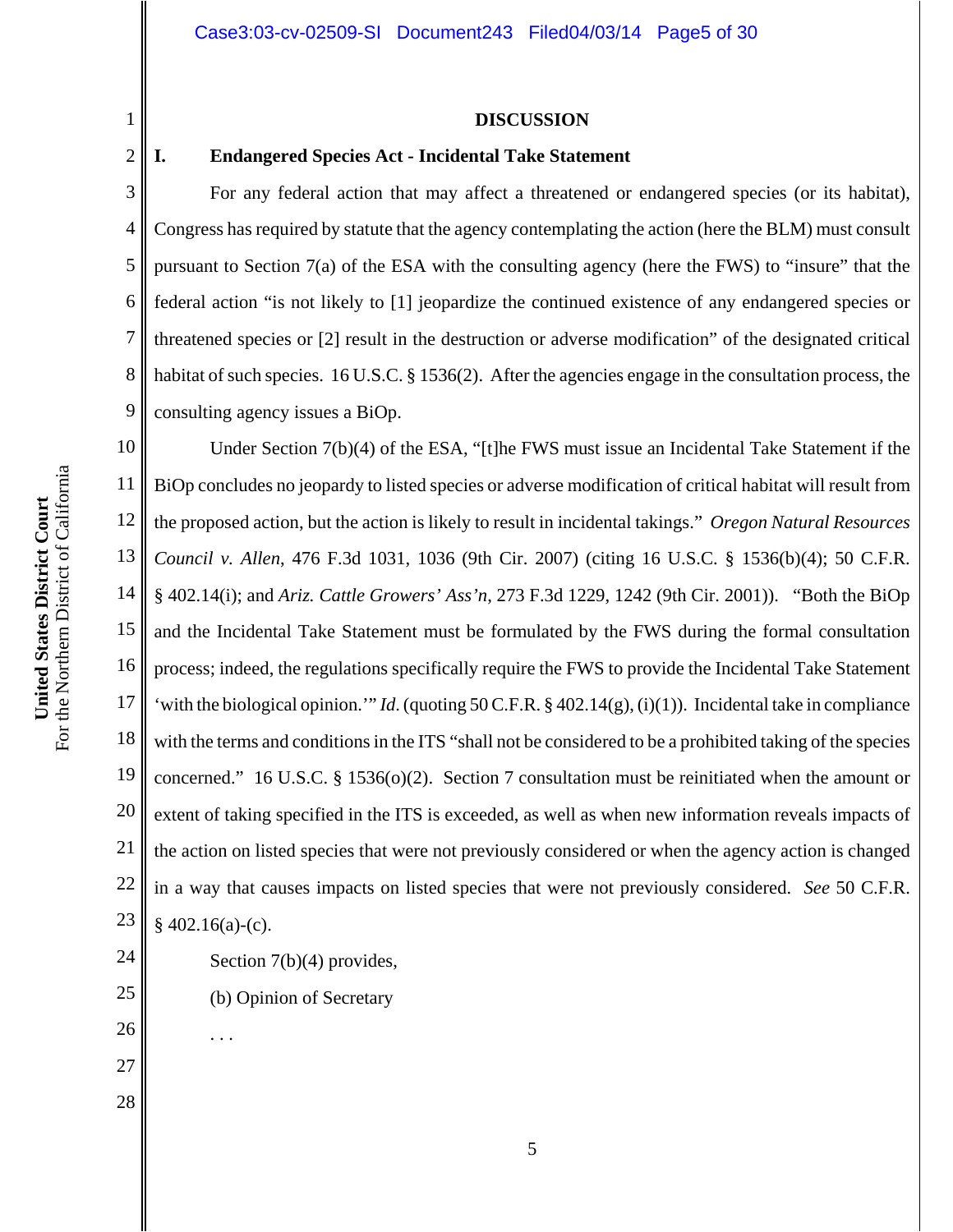## DISCUSSION

### I. Endangered Species Act - Incidental Take Statement

For any federal action that may affect a threatened or endangered species (or its habitat), Congress has required by statute that the agency contemplating the action (here the BLM) must consult pursuant to Section 7(a) of the ESA with the consulting agency (here the FWS) to "insure" that the federal action "is not likely to [1] jeopardize the continued existence of any endangered species or threatened species or [2] result in the destruction or adverse modification" of the designated critical habitat of such species. 16 U.S.C. § 1536(2). After the agencies engage in the consultation process, the consulting agency issues a BiOp.

Under Section 7(b)(4) of the ESA, "[t]he FWS must issue an Incidental Take Statement if the BiOp concludes no jeopardy to listed species or adverse modification of critical habitat will result from the proposed action, but the action is likely to result in incidental takings." *Oregon Natural Resources Council v. Allen*, 476 F.3d 1031, 1036 (9th Cir. 2007) (citing 16 U.S.C. § 1536(b)(4); 50 C.F.R. § 402.14(i); and *Ariz. Cattle Growers' Ass'n*, 273 F.3d 1229, 1242 (9th Cir. 2001)). "Both the BiOp and the Incidental Take Statement must be formulated by the FWS during the formal consultation process; indeed, the regulations specifically require the FWS to provide the Incidental Take Statement 'with the biological opinion.'" *Id.* (quoting 50 C.F.R. § 402.14(g), (i)(1)). Incidental take in compliance with the terms and conditions in the ITS "shall not be considered to be a prohibited taking of the species concerned." 16 U.S.C. § 1536(o)(2). Section 7 consultation must be reinitiated when the amount or extent of taking specified in the ITS is exceeded, as well as when new information reveals impacts of the action on listed species that were not previously considered or when the agency action is changed in a way that causes impacts on listed species that were not previously considered. *See* 50 C.F.R. § 402.16(a)-(c).

Section 7(b)(4) provides,

(b) Opinion of Secretary

. . .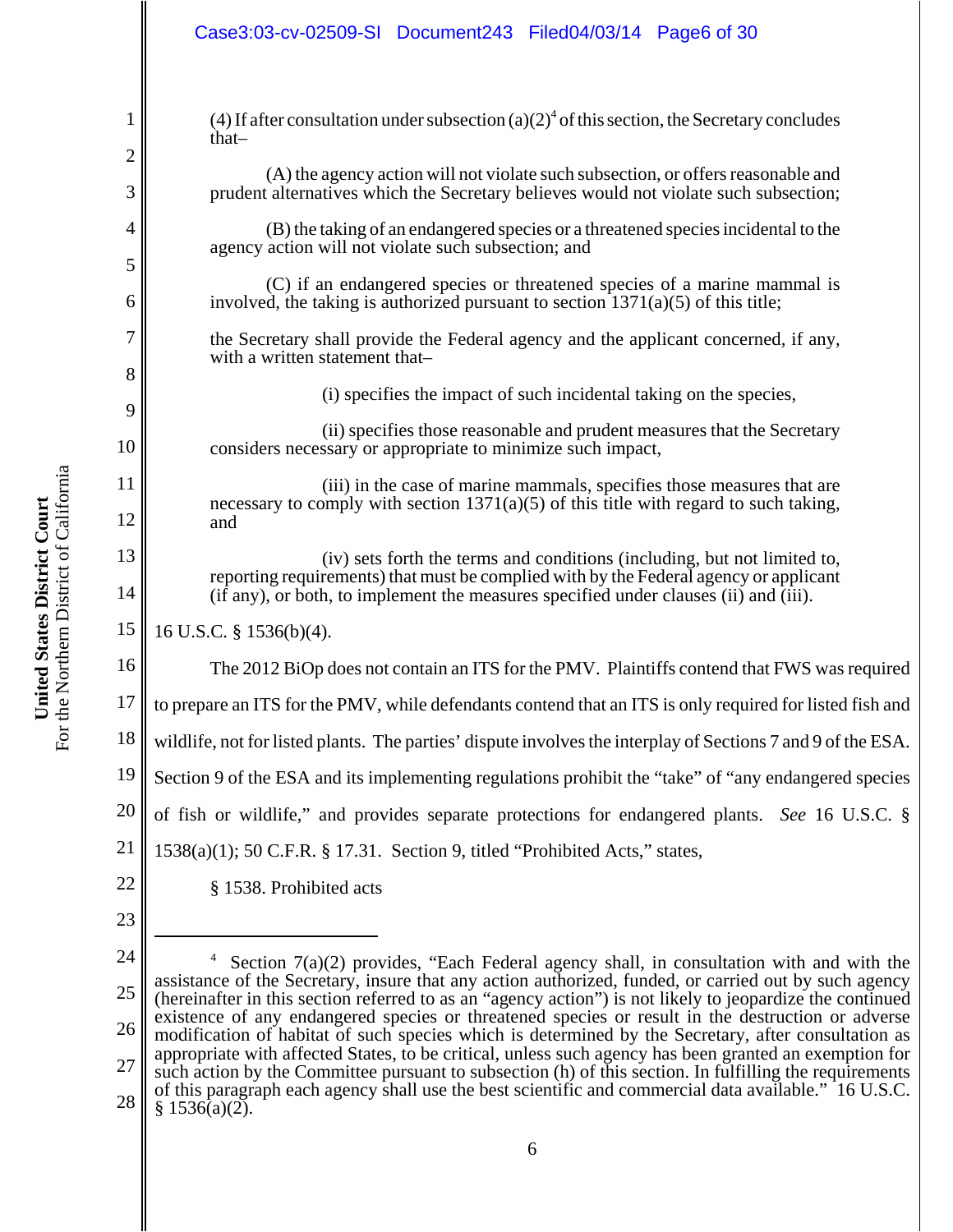> (4) If after consultation under subsection (a)(2)[4] of this section, the Secretary concludes that–
>
> (A) the agency action will not violate such subsection, or offers reasonable and prudent alternatives which the Secretary believes would not violate such subsection;
>
> (B) the taking of an endangered species or a threatened species incidental to the agency action will not violate such subsection; and
>
> (C) if an endangered species or threatened species of a marine mammal is involved, the taking is authorized pursuant to section 1371(a)(5) of this title;
>
> the Secretary shall provide the Federal agency and the applicant concerned, if any, with a written statement that–
>
> (i) specifies the impact of such incidental taking on the species,
>
> (ii) specifies those reasonable and prudent measures that the Secretary considers necessary or appropriate to minimize such impact,
>
> (iii) in the case of marine mammals, specifies those measures that are necessary to comply with section 1371(a)(5) of this title with regard to such taking, and
>
> (iv) sets forth the terms and conditions (including, but not limited to, reporting requirements) that must be complied with by the Federal agency or applicant (if any), or both, to implement the measures specified under clauses (ii) and (iii).

16 U.S.C. § 1536(b)(4).

The 2012 BiOp does not contain an ITS for the PMV. Plaintiffs contend that FWS was required to prepare an ITS for the PMV, while defendants contend that an ITS is only required for listed fish and wildlife, not for listed plants. The parties' dispute involves the interplay of Sections 7 and 9 of the ESA. Section 9 of the ESA and its implementing regulations prohibit the "take" of "any endangered species of fish or wildlife," and provides separate protections for endangered plants. *See* 16 U.S.C. § 1538(a)(1); 50 C.F.R. § 17.31. Section 9, titled "Prohibited Acts," states,

> § 1538. Prohibited acts

---

[4] Section 7(a)(2) provides, "Each Federal agency shall, in consultation with and with the assistance of the Secretary, insure that any action authorized, funded, or carried out by such agency (hereinafter in this section referred to as an "agency action") is not likely to jeopardize the continued existence of any endangered species or threatened species or result in the destruction or adverse modification of habitat of such species which is determined by the Secretary, after consultation as appropriate with affected States, to be critical, unless such agency has been granted an exemption for such action by the Committee pursuant to subsection (h) of this section. In fulfilling the requirements of this paragraph each agency shall use the best scientific and commercial data available." 16 U.S.C. § 1536(a)(2).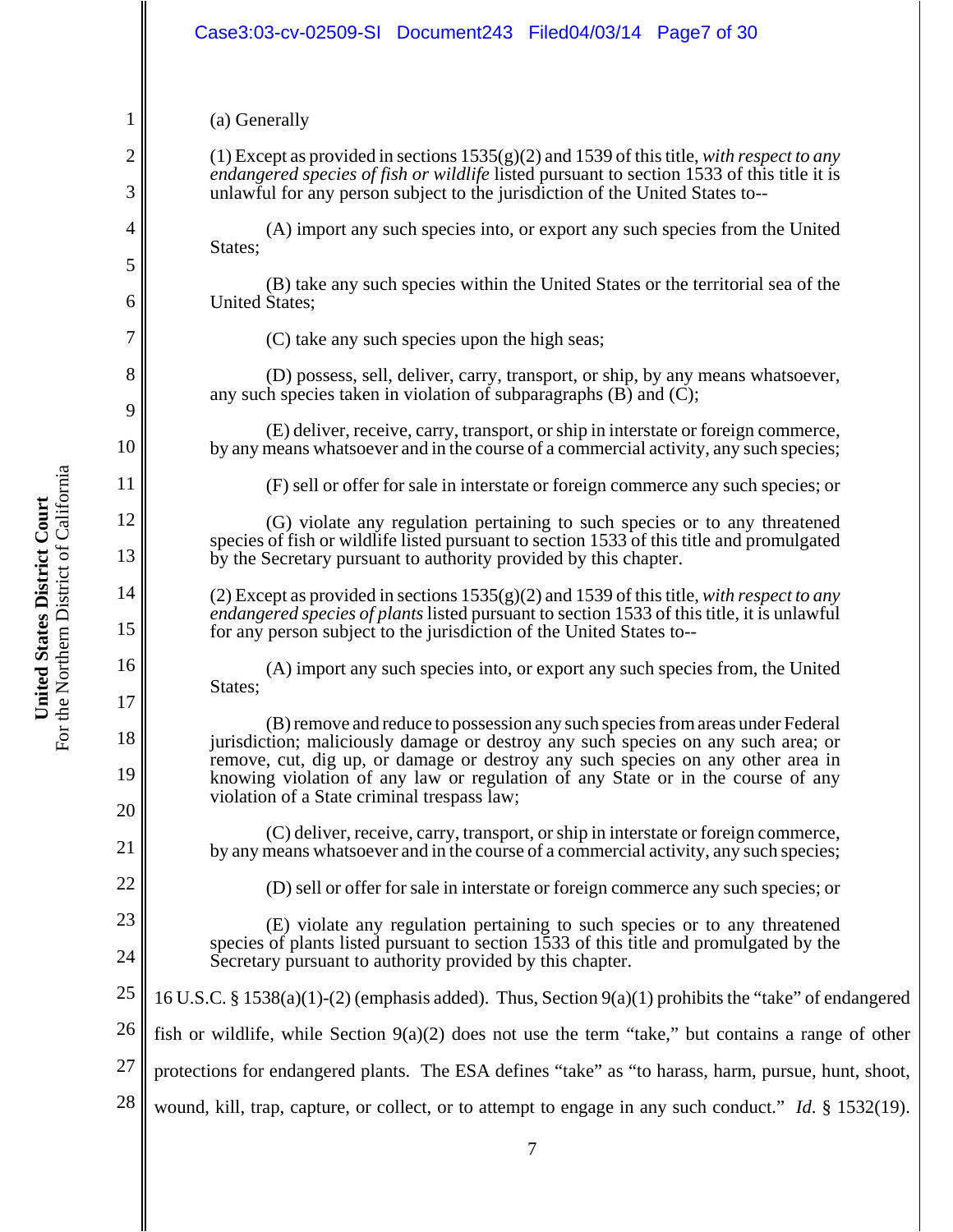(a) Generally

(1) Except as provided in sections 1535(g)(2) and 1539 of this title, *with respect to any endangered species of fish or wildlife* listed pursuant to section 1533 of this title it is unlawful for any person subject to the jurisdiction of the United States to--

(A) import any such species into, or export any such species from the United States;

(B) take any such species within the United States or the territorial sea of the United States;

(C) take any such species upon the high seas;

(D) possess, sell, deliver, carry, transport, or ship, by any means whatsoever, any such species taken in violation of subparagraphs (B) and (C);

(E) deliver, receive, carry, transport, or ship in interstate or foreign commerce, by any means whatsoever and in the course of a commercial activity, any such species;

(F) sell or offer for sale in interstate or foreign commerce any such species; or

(G) violate any regulation pertaining to such species or to any threatened species of fish or wildlife listed pursuant to section 1533 of this title and promulgated by the Secretary pursuant to authority provided by this chapter.

(2) Except as provided in sections 1535(g)(2) and 1539 of this title, *with respect to any endangered species of plants* listed pursuant to section 1533 of this title, it is unlawful for any person subject to the jurisdiction of the United States to--

(A) import any such species into, or export any such species from, the United States;

(B) remove and reduce to possession any such species from areas under Federal jurisdiction; maliciously damage or destroy any such species on any such area; or remove, cut, dig up, or damage or destroy any such species on any other area in knowing violation of any law or regulation of any State or in the course of any violation of a State criminal trespass law;

(C) deliver, receive, carry, transport, or ship in interstate or foreign commerce, by any means whatsoever and in the course of a commercial activity, any such species;

(D) sell or offer for sale in interstate or foreign commerce any such species; or

(E) violate any regulation pertaining to such species or to any threatened species of plants listed pursuant to section 1533 of this title and promulgated by the Secretary pursuant to authority provided by this chapter.

16 U.S.C. § 1538(a)(1)-(2) (emphasis added). Thus, Section 9(a)(1) prohibits the "take" of endangered fish or wildlife, while Section 9(a)(2) does not use the term "take," but contains a range of other protections for endangered plants. The ESA defines "take" as "to harass, harm, pursue, hunt, shoot, wound, kill, trap, capture, or collect, or to attempt to engage in any such conduct." *Id*. § 1532(19).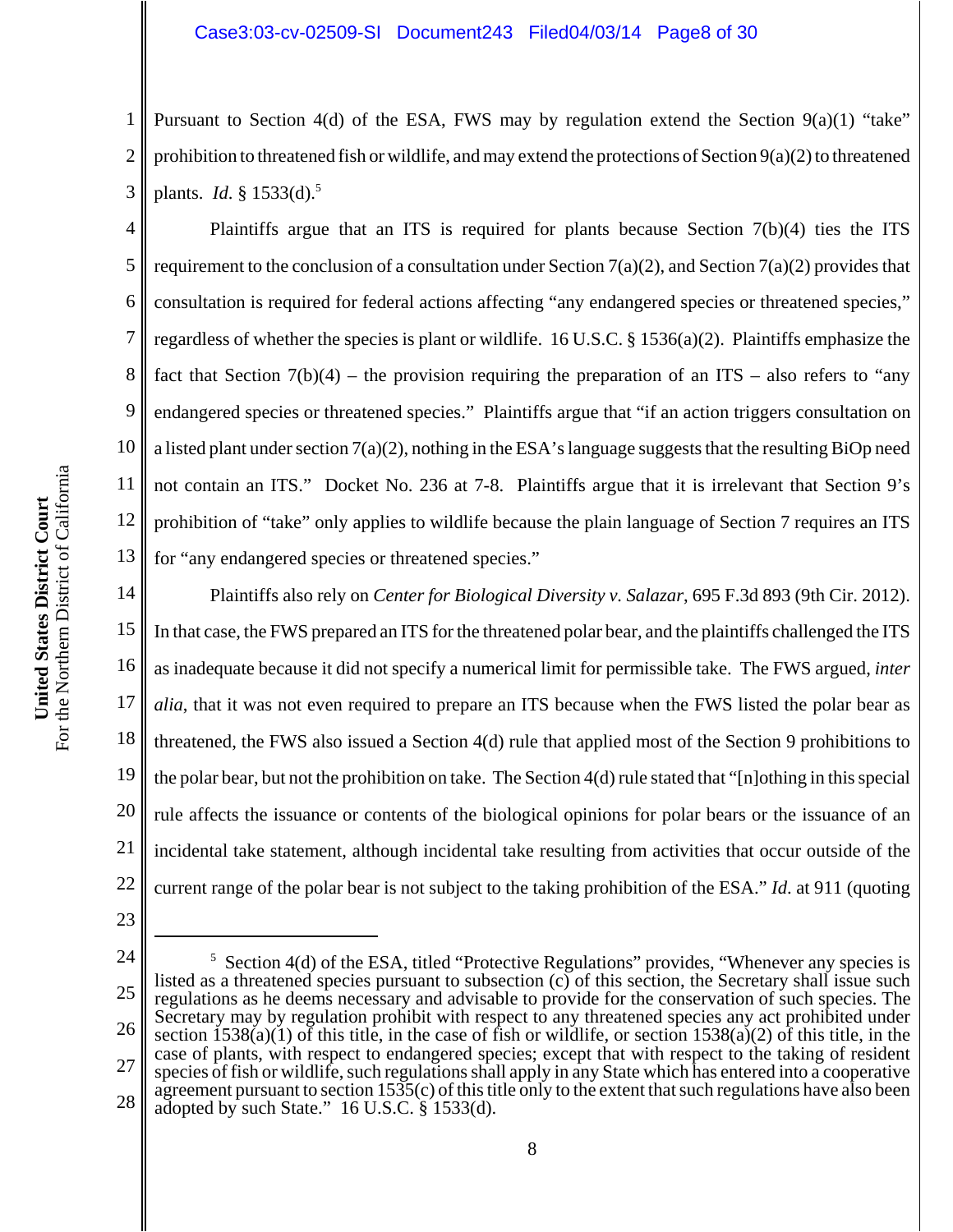Pursuant to Section 4(d) of the ESA, FWS may by regulation extend the Section 9(a)(1) "take" prohibition to threatened fish or wildlife, and may extend the protections of Section 9(a)(2) to threatened plants. *Id.* § 1533(d).[5]

Plaintiffs argue that an ITS is required for plants because Section 7(b)(4) ties the ITS requirement to the conclusion of a consultation under Section 7(a)(2), and Section 7(a)(2) provides that consultation is required for federal actions affecting "any endangered species or threatened species," regardless of whether the species is plant or wildlife. 16 U.S.C. § 1536(a)(2). Plaintiffs emphasize the fact that Section 7(b)(4) – the provision requiring the preparation of an ITS – also refers to "any endangered species or threatened species." Plaintiffs argue that "if an action triggers consultation on a listed plant under section 7(a)(2), nothing in the ESA's language suggests that the resulting BiOp need not contain an ITS." Docket No. 236 at 7-8. Plaintiffs argue that it is irrelevant that Section 9's prohibition of "take" only applies to wildlife because the plain language of Section 7 requires an ITS for "any endangered species or threatened species."

Plaintiffs also rely on *Center for Biological Diversity v. Salazar*, 695 F.3d 893 (9th Cir. 2012). In that case, the FWS prepared an ITS for the threatened polar bear, and the plaintiffs challenged the ITS as inadequate because it did not specify a numerical limit for permissible take. The FWS argued, *inter alia*, that it was not even required to prepare an ITS because when the FWS listed the polar bear as threatened, the FWS also issued a Section 4(d) rule that applied most of the Section 9 prohibitions to the polar bear, but not the prohibition on take. The Section 4(d) rule stated that "[n]othing in this special rule affects the issuance or contents of the biological opinions for polar bears or the issuance of an incidental take statement, although incidental take resulting from activities that occur outside of the current range of the polar bear is not subject to the taking prohibition of the ESA." *Id.* at 911 (quoting

---

[5] Section 4(d) of the ESA, titled "Protective Regulations" provides, "Whenever any species is listed as a threatened species pursuant to subsection (c) of this section, the Secretary shall issue such regulations as he deems necessary and advisable to provide for the conservation of such species. The Secretary may by regulation prohibit with respect to any threatened species any act prohibited under section 1538(a)(1) of this title, in the case of fish or wildlife, or section 1538(a)(2) of this title, in the case of plants, with respect to endangered species; except that with respect to the taking of resident species of fish or wildlife, such regulations shall apply in any State which has entered into a cooperative agreement pursuant to section 1535(c) of this title only to the extent that such regulations have also been adopted by such State." 16 U.S.C. § 1533(d).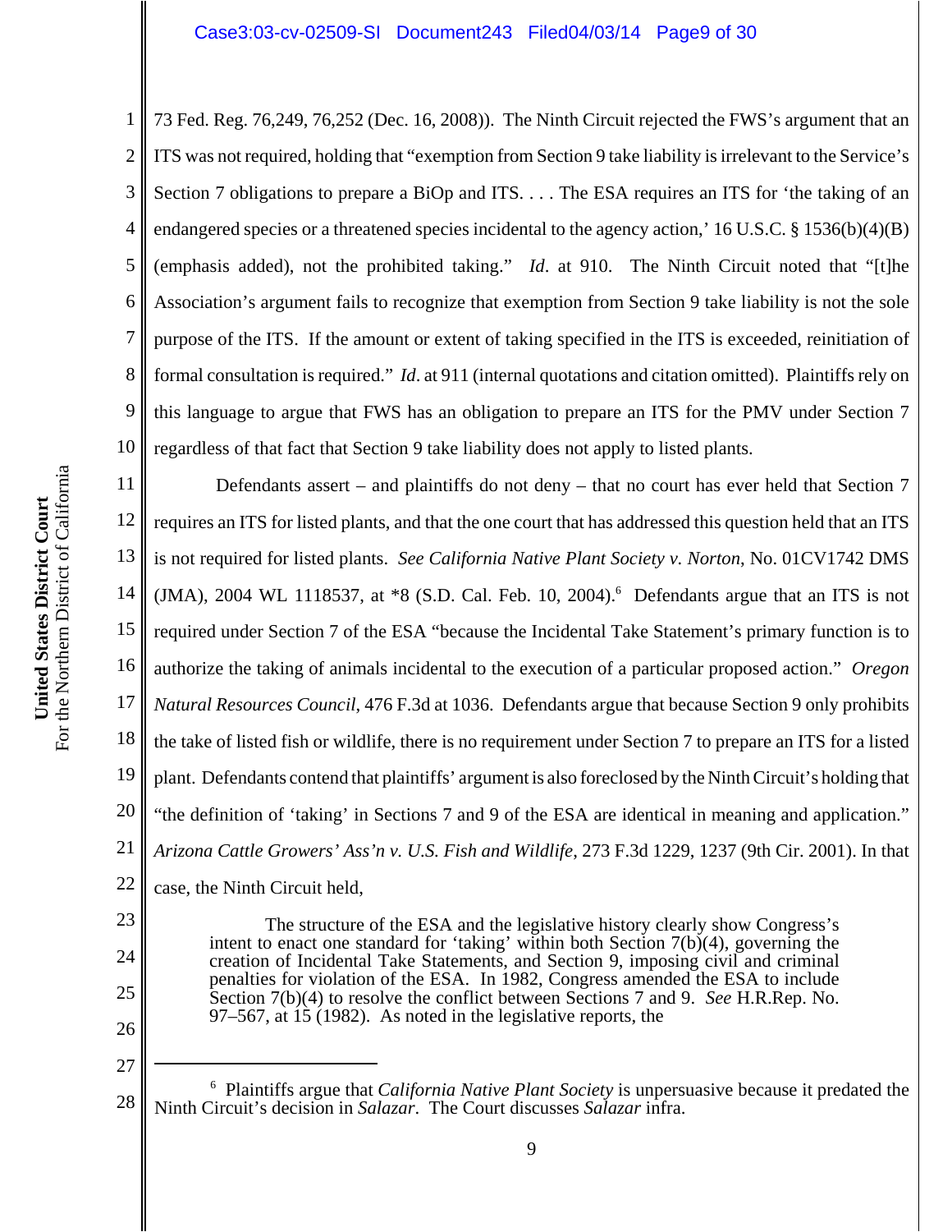73 Fed. Reg. 76,249, 76,252 (Dec. 16, 2008)). The Ninth Circuit rejected the FWS's argument that an ITS was not required, holding that "exemption from Section 9 take liability is irrelevant to the Service's Section 7 obligations to prepare a BiOp and ITS. . . . The ESA requires an ITS for 'the taking of an endangered species or a threatened species incidental to the agency action,' 16 U.S.C. § 1536(b)(4)(B) (emphasis added), not the prohibited taking." *Id*. at 910. The Ninth Circuit noted that "[t]he Association's argument fails to recognize that exemption from Section 9 take liability is not the sole purpose of the ITS. If the amount or extent of taking specified in the ITS is exceeded, reinitiation of formal consultation is required." *Id*. at 911 (internal quotations and citation omitted). Plaintiffs rely on this language to argue that FWS has an obligation to prepare an ITS for the PMV under Section 7 regardless of that fact that Section 9 take liability does not apply to listed plants.

Defendants assert – and plaintiffs do not deny – that no court has ever held that Section 7 requires an ITS for listed plants, and that the one court that has addressed this question held that an ITS is not required for listed plants. *See California Native Plant Society v. Norton*, No. 01CV1742 DMS (JMA), 2004 WL 1118537, at *8 (S.D. Cal. Feb. 10, 2004).[6] Defendants argue that an ITS is not required under Section 7 of the ESA "because the Incidental Take Statement's primary function is to authorize the taking of animals incidental to the execution of a particular proposed action." *Oregon Natural Resources Council*, 476 F.3d at 1036. Defendants argue that because Section 9 only prohibits the take of listed fish or wildlife, there is no requirement under Section 7 to prepare an ITS for a listed plant. Defendants contend that plaintiffs' argument is also foreclosed by the Ninth Circuit's holding that "the definition of 'taking' in Sections 7 and 9 of the ESA are identical in meaning and application." *Arizona Cattle Growers' Ass'n v. U.S. Fish and Wildlife*, 273 F.3d 1229, 1237 (9th Cir. 2001). In that case, the Ninth Circuit held,

> The structure of the ESA and the legislative history clearly show Congress's intent to enact one standard for 'taking' within both Section 7(b)(4), governing the creation of Incidental Take Statements, and Section 9, imposing civil and criminal penalties for violation of the ESA. In 1982, Congress amended the ESA to include Section 7(b)(4) to resolve the conflict between Sections 7 and 9. *See* H.R.Rep. No. 97–567, at 15 (1982). As noted in the legislative reports, the

---

[6] Plaintiffs argue that *California Native Plant Society* is unpersuasive because it predated the Ninth Circuit's decision in *Salazar*. The Court discusses *Salazar* infra.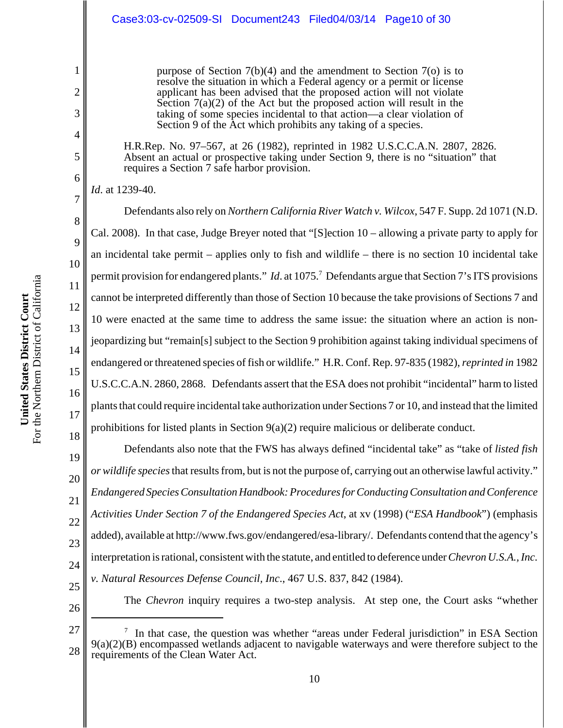> purpose of Section 7(b)(4) and the amendment to Section 7(o) is to resolve the situation in which a Federal agency or a permit or license applicant has been advised that the proposed action will not violate Section 7(a)(2) of the Act but the proposed action will result in the taking of some species incidental to that action—a clear violation of Section 9 of the Act which prohibits any taking of a species.
>
> H.R.Rep. No. 97–567, at 26 (1982), reprinted in 1982 U.S.C.C.A.N. 2807, 2826. Absent an actual or prospective taking under Section 9, there is no "situation" that requires a Section 7 safe harbor provision.

*Id*. at 1239-40.

Defendants also rely on *Northern California River Watch v. Wilcox*, 547 F. Supp. 2d 1071 (N.D. Cal. 2008). In that case, Judge Breyer noted that "[S]ection 10 – allowing a private party to apply for an incidental take permit – applies only to fish and wildlife – there is no section 10 incidental take permit provision for endangered plants." *Id*. at 1075.[7] Defendants argue that Section 7's ITS provisions cannot be interpreted differently than those of Section 10 because the take provisions of Sections 7 and 10 were enacted at the same time to address the same issue: the situation where an action is non-jeopardizing but "remain[s] subject to the Section 9 prohibition against taking individual specimens of endangered or threatened species of fish or wildlife." H.R. Conf. Rep. 97-835 (1982), *reprinted in* 1982 U.S.C.C.A.N. 2860, 2868. Defendants assert that the ESA does not prohibit "incidental" harm to listed plants that could require incidental take authorization under Sections 7 or 10, and instead that the limited prohibitions for listed plants in Section 9(a)(2) require malicious or deliberate conduct.

Defendants also note that the FWS has always defined "incidental take" as "take of *listed fish or wildlife species* that results from, but is not the purpose of, carrying out an otherwise lawful activity." *Endangered Species Consultation Handbook: Procedures for Conducting Consultation and Conference Activities Under Section 7 of the Endangered Species Act*, at xv (1998) ("*ESA Handbook*") (emphasis added), available at http://www.fws.gov/endangered/esa-library/. Defendants contend that the agency's interpretation is rational, consistent with the statute, and entitled to deference under *Chevron U.S.A., Inc. v. Natural Resources Defense Council, Inc*., 467 U.S. 837, 842 (1984).

The *Chevron* inquiry requires a two-step analysis. At step one, the Court asks "whether

---

[7] In that case, the question was whether "areas under Federal jurisdiction" in ESA Section 9(a)(2)(B) encompassed wetlands adjacent to navigable waterways and were therefore subject to the requirements of the Clean Water Act.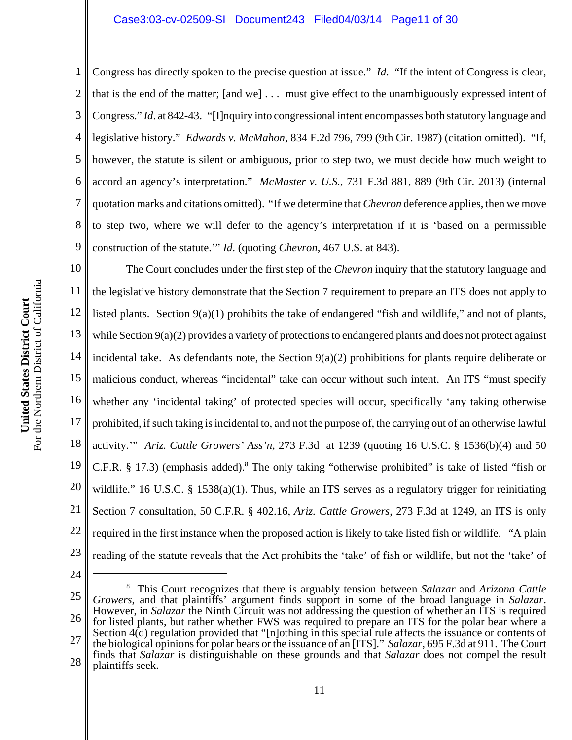Congress has directly spoken to the precise question at issue." *Id*. "If the intent of Congress is clear, that is the end of the matter; [and we] . . . must give effect to the unambiguously expressed intent of Congress." *Id*. at 842-43. "[I]nquiry into congressional intent encompasses both statutory language and legislative history." *Edwards v. McMahon*, 834 F.2d 796, 799 (9th Cir. 1987) (citation omitted). "If, however, the statute is silent or ambiguous, prior to step two, we must decide how much weight to accord an agency's interpretation." *McMaster v. U.S.*, 731 F.3d 881, 889 (9th Cir. 2013) (internal quotation marks and citations omitted). "If we determine that *Chevron* deference applies, then we move to step two, where we will defer to the agency's interpretation if it is 'based on a permissible construction of the statute.'" *Id*. (quoting *Chevron*, 467 U.S. at 843).

The Court concludes under the first step of the *Chevron* inquiry that the statutory language and the legislative history demonstrate that the Section 7 requirement to prepare an ITS does not apply to listed plants. Section 9(a)(1) prohibits the take of endangered "fish and wildlife," and not of plants, while Section 9(a)(2) provides a variety of protections to endangered plants and does not protect against incidental take. As defendants note, the Section 9(a)(2) prohibitions for plants require deliberate or malicious conduct, whereas "incidental" take can occur without such intent. An ITS "must specify whether any 'incidental taking' of protected species will occur, specifically 'any taking otherwise prohibited, if such taking is incidental to, and not the purpose of, the carrying out of an otherwise lawful activity.'" *Ariz. Cattle Growers' Ass'n*, 273 F.3d at 1239 (quoting 16 U.S.C. § 1536(b)(4) and 50 C.F.R. § 17.3) (emphasis added).[8] The only taking "otherwise prohibited" is take of listed "fish or wildlife." 16 U.S.C. § 1538(a)(1). Thus, while an ITS serves as a regulatory trigger for reinitiating Section 7 consultation, 50 C.F.R. § 402.16, *Ariz. Cattle Growers*, 273 F.3d at 1249, an ITS is only required in the first instance when the proposed action is likely to take listed fish or wildlife. "A plain reading of the statute reveals that the Act prohibits the 'take' of fish or wildlife, but not the 'take' of

---

[8] This Court recognizes that there is arguably tension between *Salazar* and *Arizona Cattle Growers*, and that plaintiffs' argument finds support in some of the broad language in *Salazar*. However, in *Salazar* the Ninth Circuit was not addressing the question of whether an ITS is required for listed plants, but rather whether FWS was required to prepare an ITS for the polar bear where a Section 4(d) regulation provided that "[n]othing in this special rule affects the issuance or contents of the biological opinions for polar bears or the issuance of an [ITS]." *Salazar*, 695 F.3d at 911. The Court finds that *Salazar* is distinguishable on these grounds and that *Salazar* does not compel the result plaintiffs seek.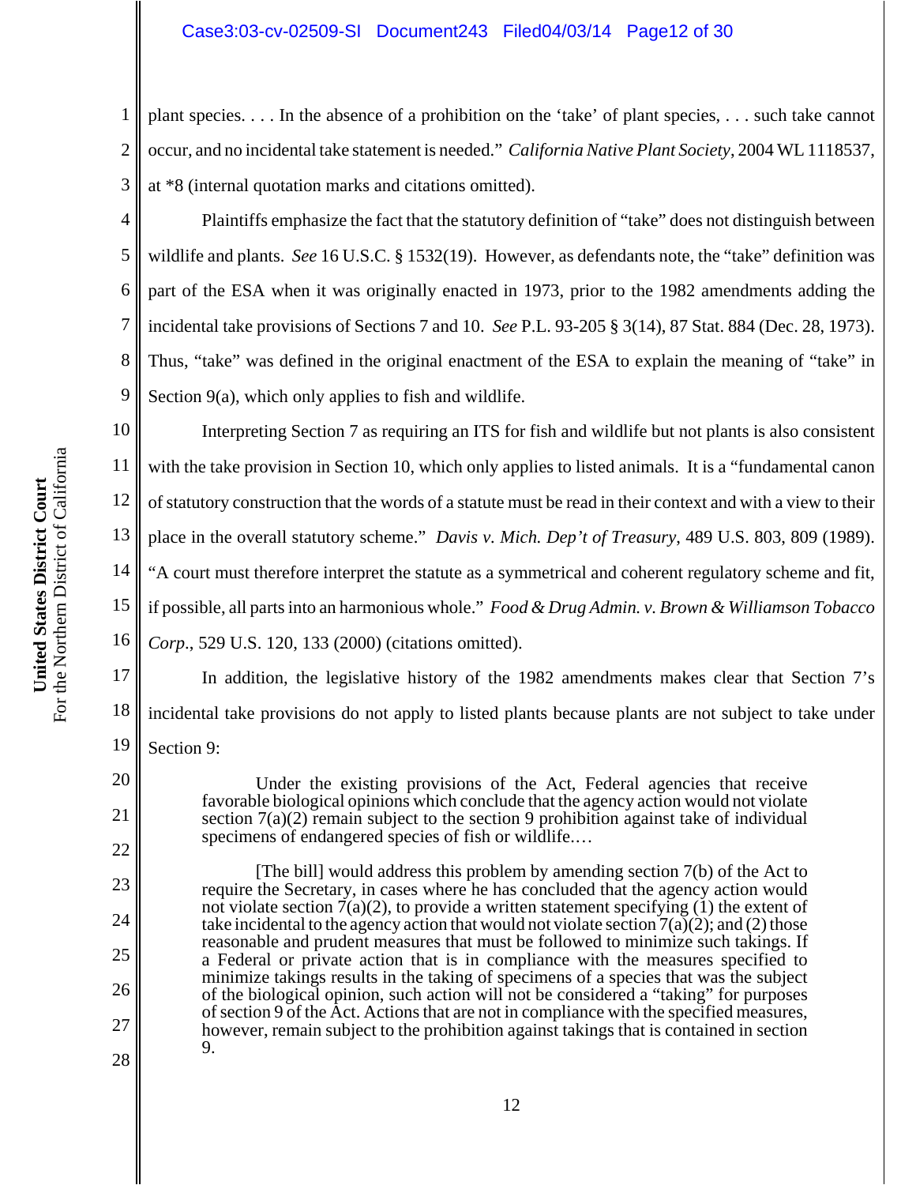plant species. . . . In the absence of a prohibition on the 'take' of plant species, . . . such take cannot occur, and no incidental take statement is needed." *California Native Plant Society*, 2004 WL 1118537, at *8 (internal quotation marks and citations omitted).

Plaintiffs emphasize the fact that the statutory definition of "take" does not distinguish between wildlife and plants. *See* 16 U.S.C. § 1532(19). However, as defendants note, the "take" definition was part of the ESA when it was originally enacted in 1973, prior to the 1982 amendments adding the incidental take provisions of Sections 7 and 10. *See* P.L. 93-205 § 3(14), 87 Stat. 884 (Dec. 28, 1973). Thus, "take" was defined in the original enactment of the ESA to explain the meaning of "take" in Section 9(a), which only applies to fish and wildlife.

Interpreting Section 7 as requiring an ITS for fish and wildlife but not plants is also consistent with the take provision in Section 10, which only applies to listed animals. It is a "fundamental canon of statutory construction that the words of a statute must be read in their context and with a view to their place in the overall statutory scheme." *Davis v. Mich. Dep't of Treasury*, 489 U.S. 803, 809 (1989). "A court must therefore interpret the statute as a symmetrical and coherent regulatory scheme and fit, if possible, all parts into an harmonious whole." *Food & Drug Admin. v. Brown & Williamson Tobacco Corp.*, 529 U.S. 120, 133 (2000) (citations omitted).

In addition, the legislative history of the 1982 amendments makes clear that Section 7's incidental take provisions do not apply to listed plants because plants are not subject to take under Section 9:

> Under the existing provisions of the Act, Federal agencies that receive favorable biological opinions which conclude that the agency action would not violate section 7(a)(2) remain subject to the section 9 prohibition against take of individual specimens of endangered species of fish or wildlife.…
>
> [The bill] would address this problem by amending section 7(b) of the Act to require the Secretary, in cases where he has concluded that the agency action would not violate section 7(a)(2), to provide a written statement specifying (1) the extent of take incidental to the agency action that would not violate section 7(a)(2); and (2) those reasonable and prudent measures that must be followed to minimize such takings. If a Federal or private action that is in compliance with the measures specified to minimize takings results in the taking of specimens of a species that was the subject of the biological opinion, such action will not be considered a "taking" for purposes of section 9 of the Act. Actions that are not in compliance with the specified measures, however, remain subject to the prohibition against takings that is contained in section 9.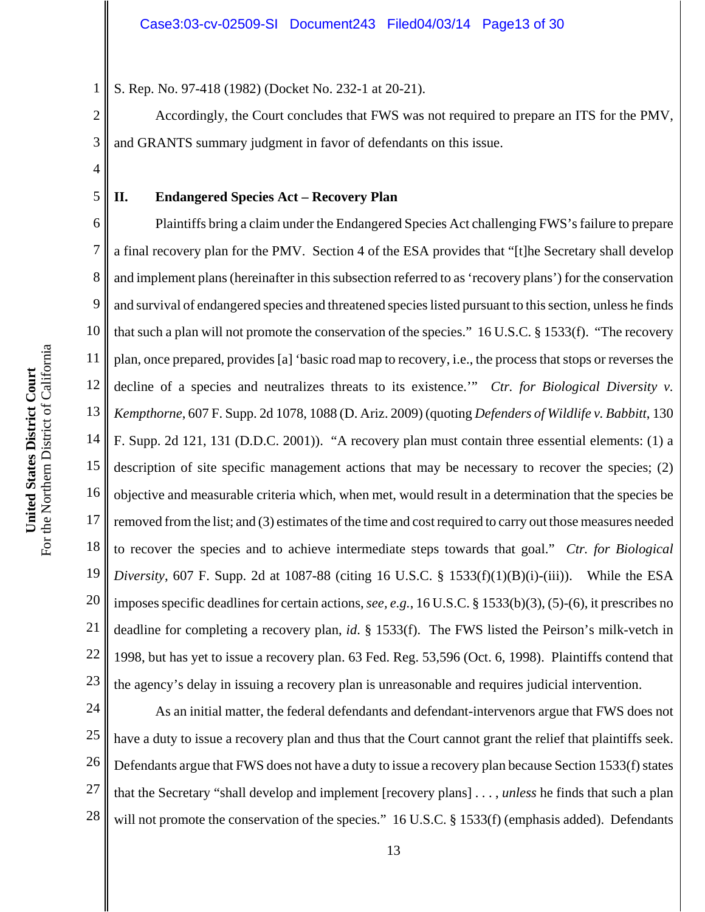S. Rep. No. 97-418 (1982) (Docket No. 232-1 at 20-21).

Accordingly, the Court concludes that FWS was not required to prepare an ITS for the PMV, and GRANTS summary judgment in favor of defendants on this issue.

## II. Endangered Species Act – Recovery Plan

Plaintiffs bring a claim under the Endangered Species Act challenging FWS's failure to prepare a final recovery plan for the PMV. Section 4 of the ESA provides that "[t]he Secretary shall develop and implement plans (hereinafter in this subsection referred to as 'recovery plans') for the conservation and survival of endangered species and threatened species listed pursuant to this section, unless he finds that such a plan will not promote the conservation of the species." 16 U.S.C. § 1533(f). "The recovery plan, once prepared, provides [a] 'basic road map to recovery, i.e., the process that stops or reverses the decline of a species and neutralizes threats to its existence.'" *Ctr. for Biological Diversity v. Kempthorne*, 607 F. Supp. 2d 1078, 1088 (D. Ariz. 2009) (quoting *Defenders of Wildlife v. Babbitt*, 130 F. Supp. 2d 121, 131 (D.D.C. 2001)). "A recovery plan must contain three essential elements: (1) a description of site specific management actions that may be necessary to recover the species; (2) objective and measurable criteria which, when met, would result in a determination that the species be removed from the list; and (3) estimates of the time and cost required to carry out those measures needed to recover the species and to achieve intermediate steps towards that goal." *Ctr. for Biological Diversity*, 607 F. Supp. 2d at 1087-88 (citing 16 U.S.C. § 1533(f)(1)(B)(i)-(iii)). While the ESA imposes specific deadlines for certain actions, *see, e.g.*, 16 U.S.C. § 1533(b)(3), (5)-(6), it prescribes no deadline for completing a recovery plan, *id*. § 1533(f). The FWS listed the Peirson's milk-vetch in 1998, but has yet to issue a recovery plan. 63 Fed. Reg. 53,596 (Oct. 6, 1998). Plaintiffs contend that the agency's delay in issuing a recovery plan is unreasonable and requires judicial intervention.

As an initial matter, the federal defendants and defendant-intervenors argue that FWS does not have a duty to issue a recovery plan and thus that the Court cannot grant the relief that plaintiffs seek. Defendants argue that FWS does not have a duty to issue a recovery plan because Section 1533(f) states that the Secretary "shall develop and implement [recovery plans] . . . , *unless* he finds that such a plan will not promote the conservation of the species." 16 U.S.C. § 1533(f) (emphasis added). Defendants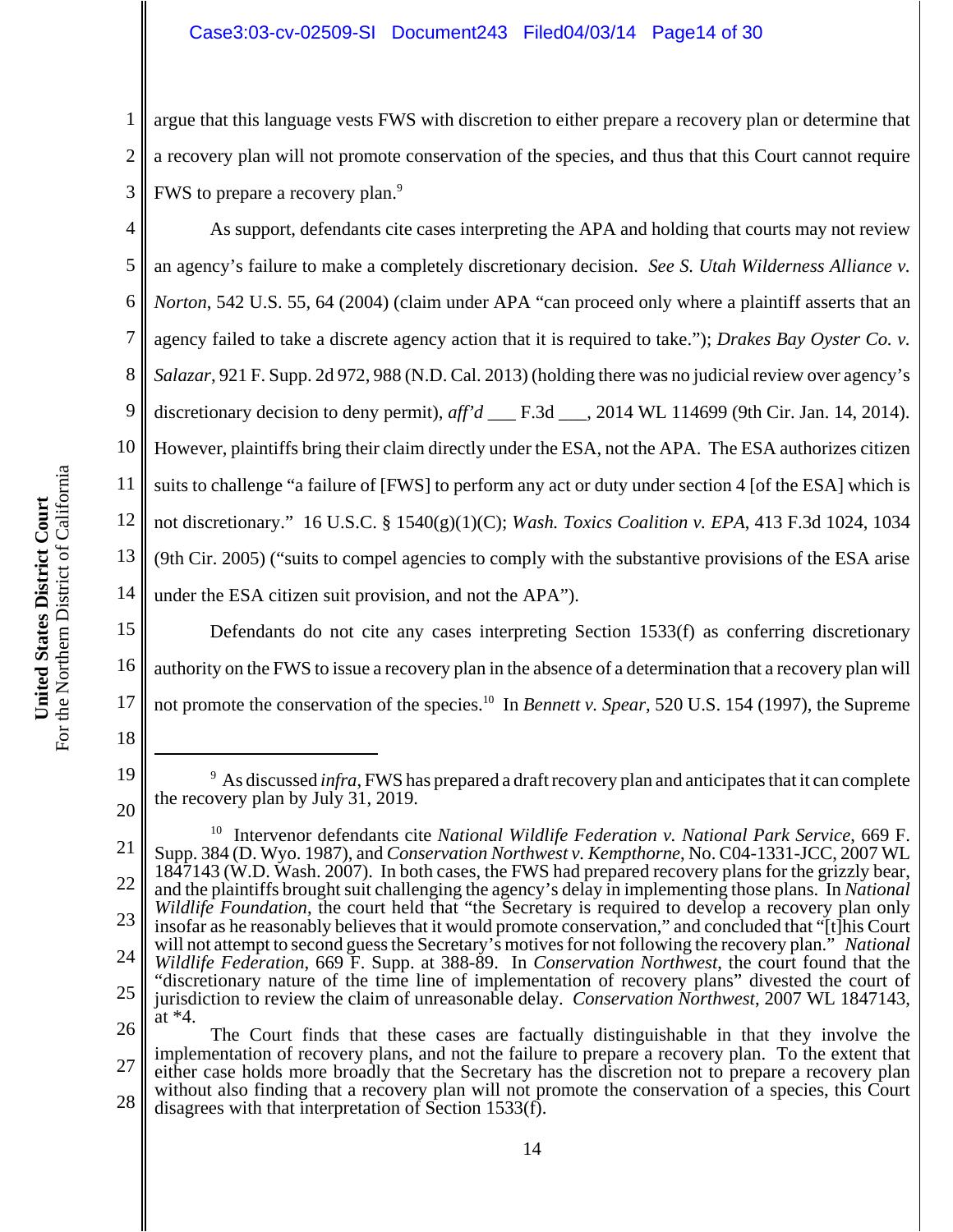argue that this language vests FWS with discretion to either prepare a recovery plan or determine that a recovery plan will not promote conservation of the species, and thus that this Court cannot require FWS to prepare a recovery plan.[9]

As support, defendants cite cases interpreting the APA and holding that courts may not review an agency's failure to make a completely discretionary decision. *See S. Utah Wilderness Alliance v. Norton*, 542 U.S. 55, 64 (2004) (claim under APA "can proceed only where a plaintiff asserts that an agency failed to take a discrete agency action that it is required to take."); *Drakes Bay Oyster Co. v. Salazar*, 921 F. Supp. 2d 972, 988 (N.D. Cal. 2013) (holding there was no judicial review over agency's discretionary decision to deny permit), *aff'd* ___ F.3d ___, 2014 WL 114699 (9th Cir. Jan. 14, 2014). However, plaintiffs bring their claim directly under the ESA, not the APA. The ESA authorizes citizen suits to challenge "a failure of [FWS] to perform any act or duty under section 4 [of the ESA] which is not discretionary." 16 U.S.C. § 1540(g)(1)(C); *Wash. Toxics Coalition v. EPA*, 413 F.3d 1024, 1034 (9th Cir. 2005) ("suits to compel agencies to comply with the substantive provisions of the ESA arise under the ESA citizen suit provision, and not the APA").

Defendants do not cite any cases interpreting Section 1533(f) as conferring discretionary authority on the FWS to issue a recovery plan in the absence of a determination that a recovery plan will not promote the conservation of the species.[10] In *Bennett v. Spear*, 520 U.S. 154 (1997), the Supreme

---

[9] As discussed *infra*, FWS has prepared a draft recovery plan and anticipates that it can complete the recovery plan by July 31, 2019.

[10] Intervenor defendants cite *National Wildlife Federation v. National Park Service*, 669 F. Supp. 384 (D. Wyo. 1987), and *Conservation Northwest v. Kempthorne*, No. C04-1331-JCC, 2007 WL 1847143 (W.D. Wash. 2007). In both cases, the FWS had prepared recovery plans for the grizzly bear, and the plaintiffs brought suit challenging the agency's delay in implementing those plans. In *National Wildlife Foundation*, the court held that "the Secretary is required to develop a recovery plan only insofar as he reasonably believes that it would promote conservation," and concluded that "[t]his Court will not attempt to second guess the Secretary's motives for not following the recovery plan." *National Wildlife Federation*, 669 F. Supp. at 388-89. In *Conservation Northwest*, the court found that the "discretionary nature of the time line of implementation of recovery plans" divested the court of jurisdiction to review the claim of unreasonable delay. *Conservation Northwest*, 2007 WL 1847143, at *4.

The Court finds that these cases are factually distinguishable in that they involve the implementation of recovery plans, and not the failure to prepare a recovery plan. To the extent that either case holds more broadly that the Secretary has the discretion not to prepare a recovery plan without also finding that a recovery plan will not promote the conservation of a species, this Court disagrees with that interpretation of Section 1533(f).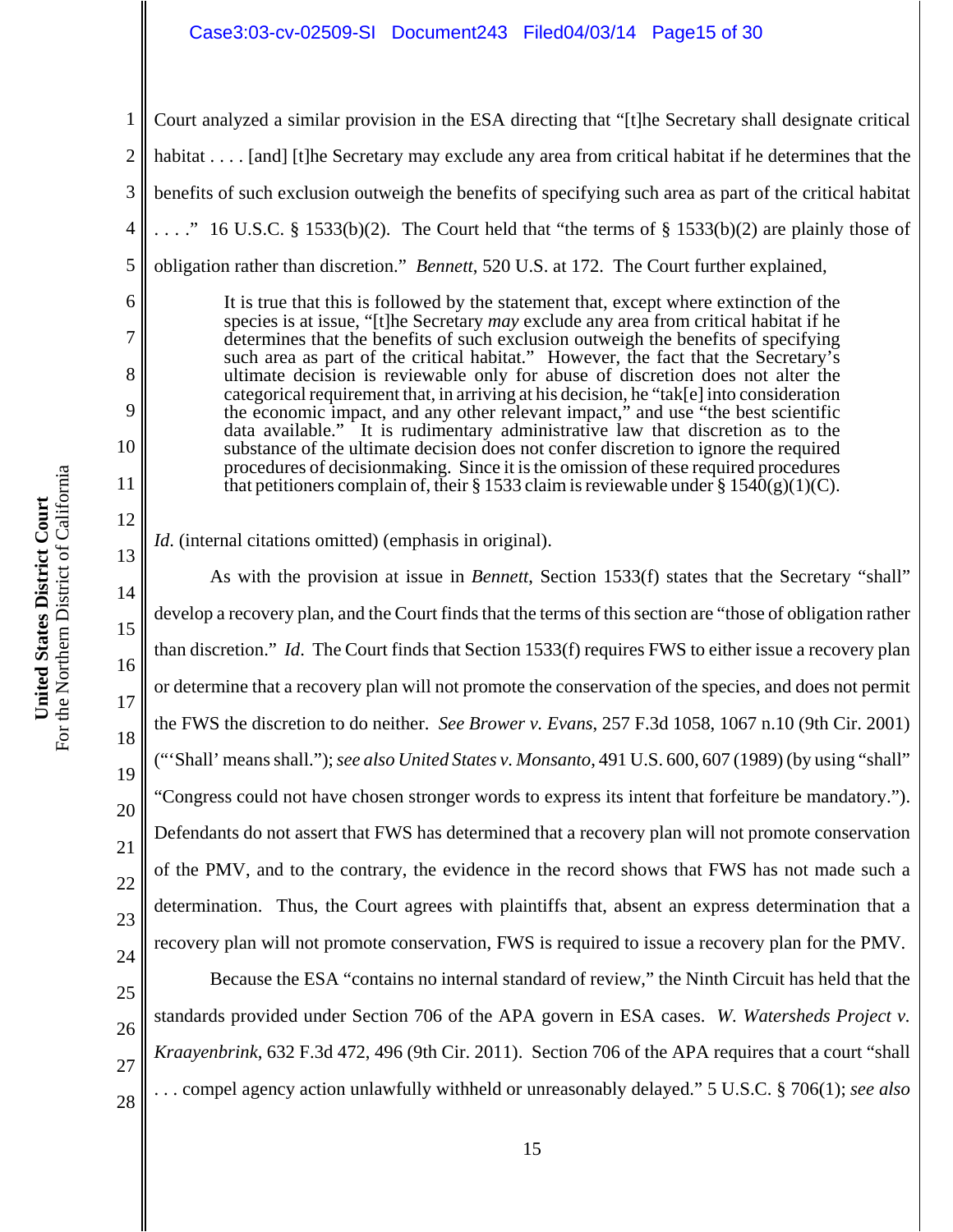Court analyzed a similar provision in the ESA directing that "[t]he Secretary shall designate critical habitat . . . . [and] [t]he Secretary may exclude any area from critical habitat if he determines that the benefits of such exclusion outweigh the benefits of specifying such area as part of the critical habitat . . . ." 16 U.S.C. § 1533(b)(2). The Court held that "the terms of § 1533(b)(2) are plainly those of obligation rather than discretion." *Bennett*, 520 U.S. at 172. The Court further explained,

> It is true that this is followed by the statement that, except where extinction of the species is at issue, "[t]he Secretary *may* exclude any area from critical habitat if he determines that the benefits of such exclusion outweigh the benefits of specifying such area as part of the critical habitat." However, the fact that the Secretary's ultimate decision is reviewable only for abuse of discretion does not alter the categorical requirement that, in arriving at his decision, he "tak[e] into consideration the economic impact, and any other relevant impact," and use "the best scientific data available." It is rudimentary administrative law that discretion as to the substance of the ultimate decision does not confer discretion to ignore the required procedures of decisionmaking. Since it is the omission of these required procedures that petitioners complain of, their § 1533 claim is reviewable under § 1540(g)(1)(C).

*Id.* (internal citations omitted) (emphasis in original).

As with the provision at issue in *Bennett*, Section 1533(f) states that the Secretary "shall" develop a recovery plan, and the Court finds that the terms of this section are "those of obligation rather than discretion." *Id*. The Court finds that Section 1533(f) requires FWS to either issue a recovery plan or determine that a recovery plan will not promote the conservation of the species, and does not permit the FWS the discretion to do neither. *See Brower v. Evans*, 257 F.3d 1058, 1067 n.10 (9th Cir. 2001) ("'Shall' means shall."); *see also United States v. Monsanto*, 491 U.S. 600, 607 (1989) (by using "shall" "Congress could not have chosen stronger words to express its intent that forfeiture be mandatory."). Defendants do not assert that FWS has determined that a recovery plan will not promote conservation of the PMV, and to the contrary, the evidence in the record shows that FWS has not made such a determination. Thus, the Court agrees with plaintiffs that, absent an express determination that a recovery plan will not promote conservation, FWS is required to issue a recovery plan for the PMV.

Because the ESA "contains no internal standard of review," the Ninth Circuit has held that the standards provided under Section 706 of the APA govern in ESA cases. *W. Watersheds Project v. Kraayenbrink*, 632 F.3d 472, 496 (9th Cir. 2011). Section 706 of the APA requires that a court "shall . . . compel agency action unlawfully withheld or unreasonably delayed." 5 U.S.C. § 706(1); *see also*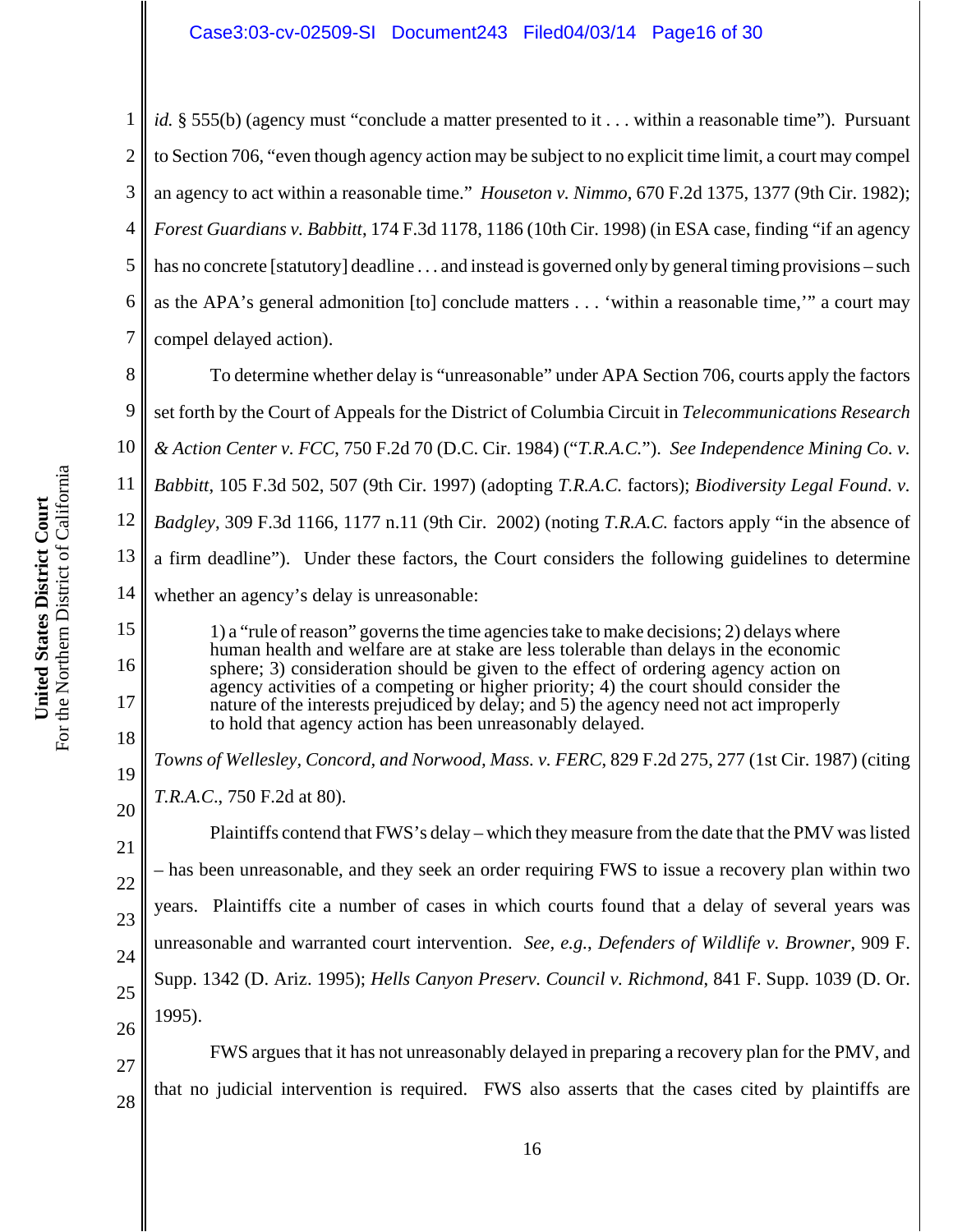*id.* § 555(b) (agency must "conclude a matter presented to it . . . within a reasonable time"). Pursuant to Section 706, "even though agency action may be subject to no explicit time limit, a court may compel an agency to act within a reasonable time." *Houseton v. Nimmo*, 670 F.2d 1375, 1377 (9th Cir. 1982); *Forest Guardians v. Babbitt*, 174 F.3d 1178, 1186 (10th Cir. 1998) (in ESA case, finding "if an agency has no concrete [statutory] deadline . . . and instead is governed only by general timing provisions – such as the APA's general admonition [to] conclude matters . . . 'within a reasonable time,'" a court may compel delayed action).

To determine whether delay is "unreasonable" under APA Section 706, courts apply the factors set forth by the Court of Appeals for the District of Columbia Circuit in *Telecommunications Research & Action Center v. FCC*, 750 F.2d 70 (D.C. Cir. 1984) ("*T.R.A.C.*"). *See Independence Mining Co. v. Babbitt*, 105 F.3d 502, 507 (9th Cir. 1997) (adopting *T.R.A.C.* factors); *Biodiversity Legal Found. v. Badgley*, 309 F.3d 1166, 1177 n.11 (9th Cir. 2002) (noting *T.R.A.C.* factors apply "in the absence of a firm deadline"). Under these factors, the Court considers the following guidelines to determine whether an agency's delay is unreasonable:

> 1) a "rule of reason" governs the time agencies take to make decisions; 2) delays where human health and welfare are at stake are less tolerable than delays in the economic sphere; 3) consideration should be given to the effect of ordering agency action on agency activities of a competing or higher priority; 4) the court should consider the nature of the interests prejudiced by delay; and 5) the agency need not act improperly to hold that agency action has been unreasonably delayed.

*Towns of Wellesley, Concord, and Norwood, Mass. v. FERC*, 829 F.2d 275, 277 (1st Cir. 1987) (citing *T.R.A.C.*, 750 F.2d at 80).

Plaintiffs contend that FWS's delay – which they measure from the date that the PMV was listed – has been unreasonable, and they seek an order requiring FWS to issue a recovery plan within two years. Plaintiffs cite a number of cases in which courts found that a delay of several years was unreasonable and warranted court intervention. *See, e.g.*, *Defenders of Wildlife v. Browner*, 909 F. Supp. 1342 (D. Ariz. 1995); *Hells Canyon Preserv. Council v. Richmond*, 841 F. Supp. 1039 (D. Or. 1995).

FWS argues that it has not unreasonably delayed in preparing a recovery plan for the PMV, and that no judicial intervention is required. FWS also asserts that the cases cited by plaintiffs are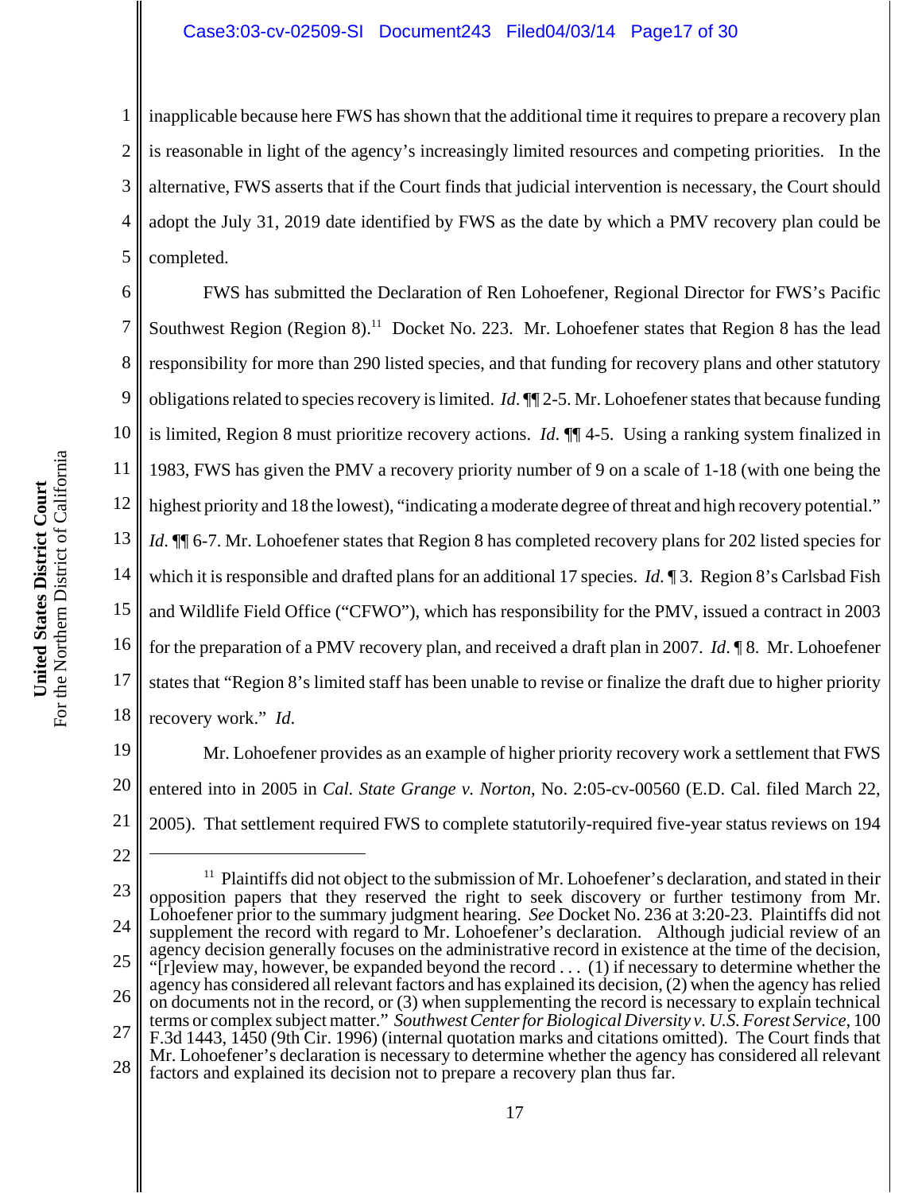inapplicable because here FWS has shown that the additional time it requires to prepare a recovery plan is reasonable in light of the agency's increasingly limited resources and competing priorities. In the alternative, FWS asserts that if the Court finds that judicial intervention is necessary, the Court should adopt the July 31, 2019 date identified by FWS as the date by which a PMV recovery plan could be completed.

FWS has submitted the Declaration of Ren Lohoefener, Regional Director for FWS's Pacific Southwest Region (Region 8).[11] Docket No. 223. Mr. Lohoefener states that Region 8 has the lead responsibility for more than 290 listed species, and that funding for recovery plans and other statutory obligations related to species recovery is limited. *Id.* ¶¶ 2-5. Mr. Lohoefener states that because funding is limited, Region 8 must prioritize recovery actions. *Id.* ¶¶ 4-5. Using a ranking system finalized in 1983, FWS has given the PMV a recovery priority number of 9 on a scale of 1-18 (with one being the highest priority and 18 the lowest), "indicating a moderate degree of threat and high recovery potential." *Id.* ¶¶ 6-7. Mr. Lohoefener states that Region 8 has completed recovery plans for 202 listed species for which it is responsible and drafted plans for an additional 17 species. *Id.* ¶ 3. Region 8's Carlsbad Fish and Wildlife Field Office ("CFWO"), which has responsibility for the PMV, issued a contract in 2003 for the preparation of a PMV recovery plan, and received a draft plan in 2007. *Id.* ¶ 8. Mr. Lohoefener states that "Region 8's limited staff has been unable to revise or finalize the draft due to higher priority recovery work." *Id.*

Mr. Lohoefener provides as an example of higher priority recovery work a settlement that FWS entered into in 2005 in *Cal. State Grange v. Norton*, No. 2:05-cv-00560 (E.D. Cal. filed March 22, 2005). That settlement required FWS to complete statutorily-required five-year status reviews on 194

[11] Plaintiffs did not object to the submission of Mr. Lohoefener's declaration, and stated in their opposition papers that they reserved the right to seek discovery or further testimony from Mr. Lohoefener prior to the summary judgment hearing. *See* Docket No. 236 at 3:20-23. Plaintiffs did not supplement the record with regard to Mr. Lohoefener's declaration. Although judicial review of an agency decision generally focuses on the administrative record in existence at the time of the decision, "[r]eview may, however, be expanded beyond the record . . . (1) if necessary to determine whether the agency has considered all relevant factors and has explained its decision, (2) when the agency has relied on documents not in the record, or (3) when supplementing the record is necessary to explain technical terms or complex subject matter." *Southwest Center for Biological Diversity v. U.S. Forest Service*, 100 F.3d 1443, 1450 (9th Cir. 1996) (internal quotation marks and citations omitted). The Court finds that Mr. Lohoefener's declaration is necessary to determine whether the agency has considered all relevant factors and explained its decision not to prepare a recovery plan thus far.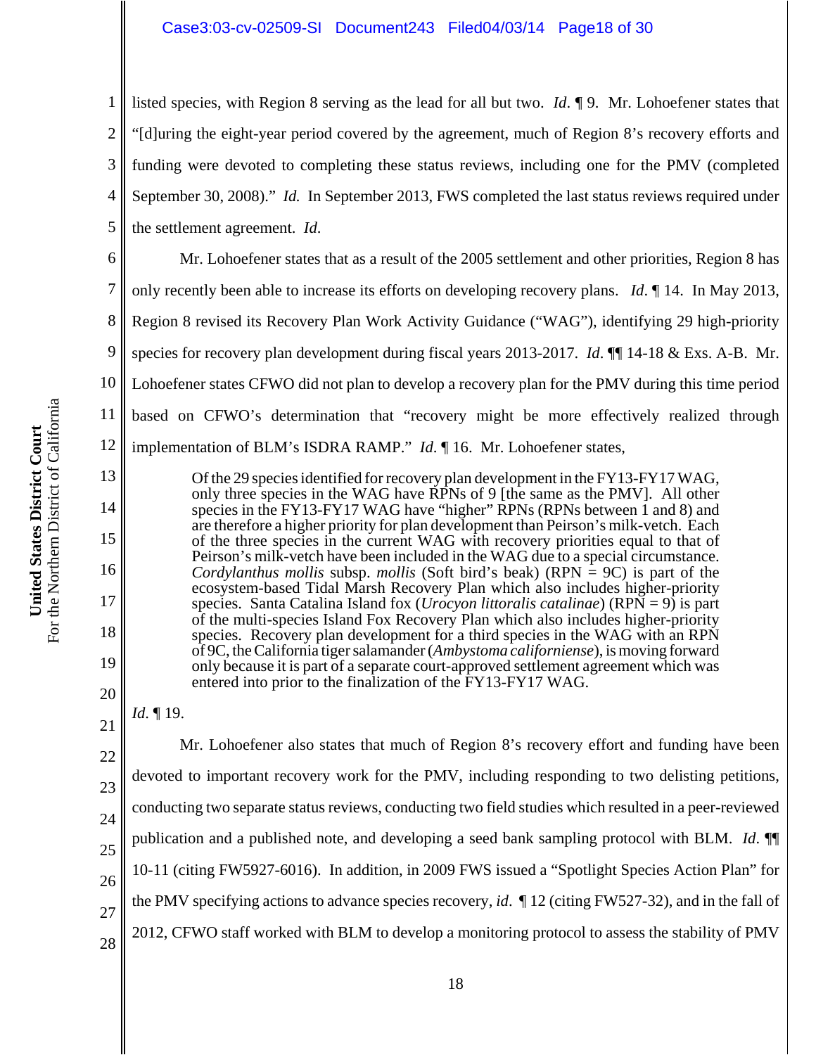listed species, with Region 8 serving as the lead for all but two. *Id*. ¶ 9. Mr. Lohoefener states that "[d]uring the eight-year period covered by the agreement, much of Region 8's recovery efforts and funding were devoted to completing these status reviews, including one for the PMV (completed September 30, 2008)." *Id.* In September 2013, FWS completed the last status reviews required under the settlement agreement. *Id.*

Mr. Lohoefener states that as a result of the 2005 settlement and other priorities, Region 8 has only recently been able to increase its efforts on developing recovery plans. *Id*. ¶ 14. In May 2013, Region 8 revised its Recovery Plan Work Activity Guidance ("WAG"), identifying 29 high-priority species for recovery plan development during fiscal years 2013-2017. *Id*. ¶¶ 14-18 & Exs. A-B. Mr. Lohoefener states CFWO did not plan to develop a recovery plan for the PMV during this time period based on CFWO's determination that "recovery might be more effectively realized through implementation of BLM's ISDRA RAMP." *Id*. ¶ 16. Mr. Lohoefener states,

> Of the 29 species identified for recovery plan development in the FY13-FY17 WAG, only three species in the WAG have RPNs of 9 [the same as the PMV]. All other species in the FY13-FY17 WAG have "higher" RPNs (RPNs between 1 and 8) and are therefore a higher priority for plan development than Peirson's milk-vetch. Each of the three species in the current WAG with recovery priorities equal to that of Peirson's milk-vetch have been included in the WAG due to a special circumstance. *Cordylanthus mollis* subsp. *mollis* (Soft bird's beak) (RPN = 9C) is part of the ecosystem-based Tidal Marsh Recovery Plan which also includes higher-priority species. Santa Catalina Island fox (*Urocyon littoralis catalinae*) (RPN = 9) is part of the multi-species Island Fox Recovery Plan which also includes higher-priority species. Recovery plan development for a third species in the WAG with an RPN of 9C, the California tiger salamander (*Ambystoma californiense*), is moving forward only because it is part of a separate court-approved settlement agreement which was entered into prior to the finalization of the FY13-FY17 WAG.

*Id*. ¶ 19.

Mr. Lohoefener also states that much of Region 8's recovery effort and funding have been devoted to important recovery work for the PMV, including responding to two delisting petitions, conducting two separate status reviews, conducting two field studies which resulted in a peer-reviewed publication and a published note, and developing a seed bank sampling protocol with BLM. *Id*. ¶¶ 10-11 (citing FW5927-6016). In addition, in 2009 FWS issued a "Spotlight Species Action Plan" for the PMV specifying actions to advance species recovery, *id*. ¶ 12 (citing FW527-32), and in the fall of 2012, CFWO staff worked with BLM to develop a monitoring protocol to assess the stability of PMV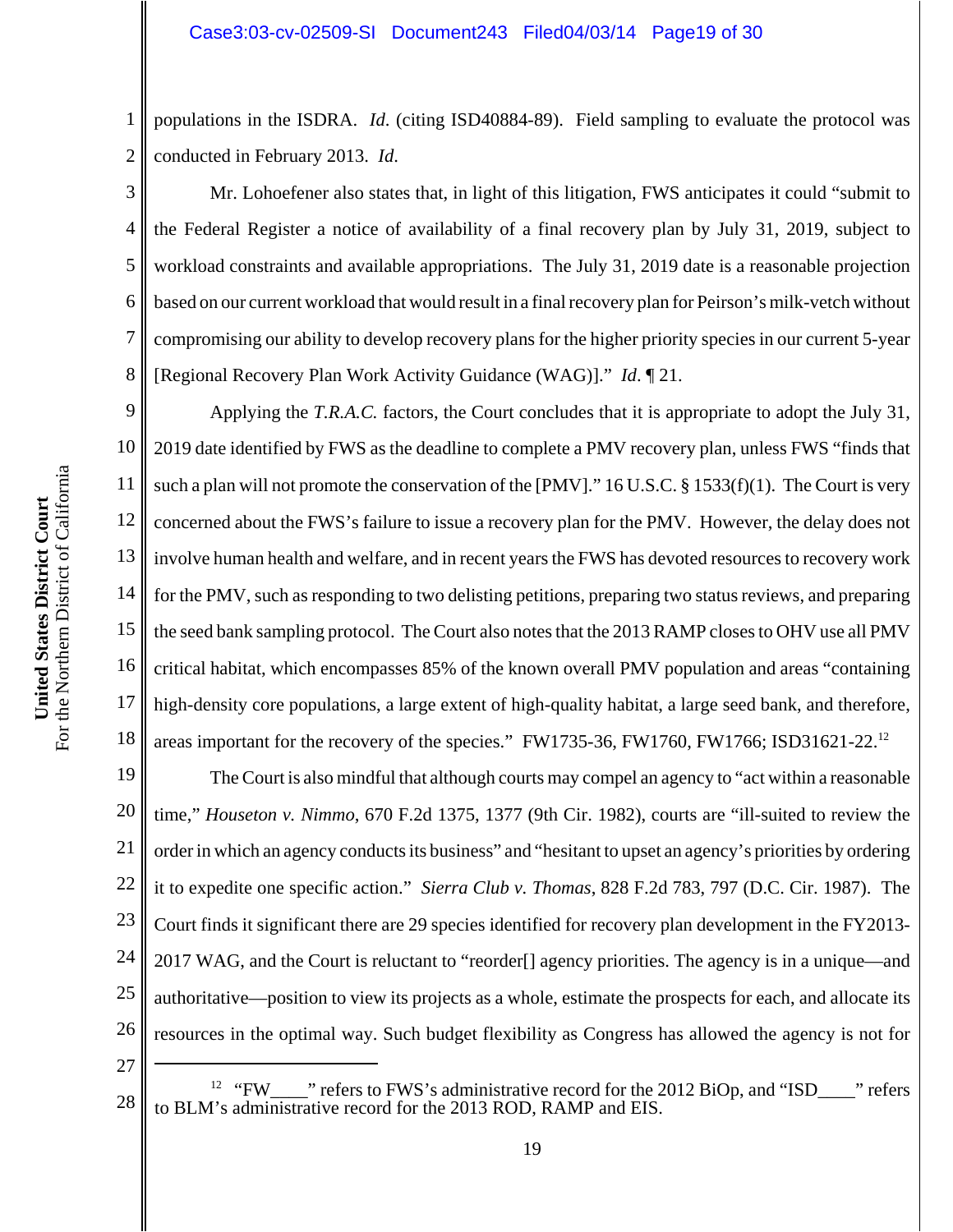populations in the ISDRA. *Id.* (citing ISD40884-89). Field sampling to evaluate the protocol was conducted in February 2013. *Id.*

Mr. Lohoefener also states that, in light of this litigation, FWS anticipates it could "submit to the Federal Register a notice of availability of a final recovery plan by July 31, 2019, subject to workload constraints and available appropriations. The July 31, 2019 date is a reasonable projection based on our current workload that would result in a final recovery plan for Peirson's milk-vetch without compromising our ability to develop recovery plans for the higher priority species in our current 5-year [Regional Recovery Plan Work Activity Guidance (WAG)]." *Id.* ¶ 21.

Applying the *T.R.A.C.* factors, the Court concludes that it is appropriate to adopt the July 31, 2019 date identified by FWS as the deadline to complete a PMV recovery plan, unless FWS "finds that such a plan will not promote the conservation of the [PMV]." 16 U.S.C. § 1533(f)(1). The Court is very concerned about the FWS's failure to issue a recovery plan for the PMV. However, the delay does not involve human health and welfare, and in recent years the FWS has devoted resources to recovery work for the PMV, such as responding to two delisting petitions, preparing two status reviews, and preparing the seed bank sampling protocol. The Court also notes that the 2013 RAMP closes to OHV use all PMV critical habitat, which encompasses 85% of the known overall PMV population and areas "containing high-density core populations, a large extent of high-quality habitat, a large seed bank, and therefore, areas important for the recovery of the species." FW1735-36, FW1760, FW1766; ISD31621-22.[12]

The Court is also mindful that although courts may compel an agency to "act within a reasonable time," *Houseton v. Nimmo*, 670 F.2d 1375, 1377 (9th Cir. 1982), courts are "ill-suited to review the order in which an agency conducts its business" and "hesitant to upset an agency's priorities by ordering it to expedite one specific action." *Sierra Club v. Thomas*, 828 F.2d 783, 797 (D.C. Cir. 1987). The Court finds it significant there are 29 species identified for recovery plan development in the FY2013-2017 WAG, and the Court is reluctant to "reorder[] agency priorities. The agency is in a unique—and authoritative—position to view its projects as a whole, estimate the prospects for each, and allocate its resources in the optimal way. Such budget flexibility as Congress has allowed the agency is not for

---

[12] "FW____" refers to FWS's administrative record for the 2012 BiOp, and "ISD____" refers to BLM's administrative record for the 2013 ROD, RAMP and EIS.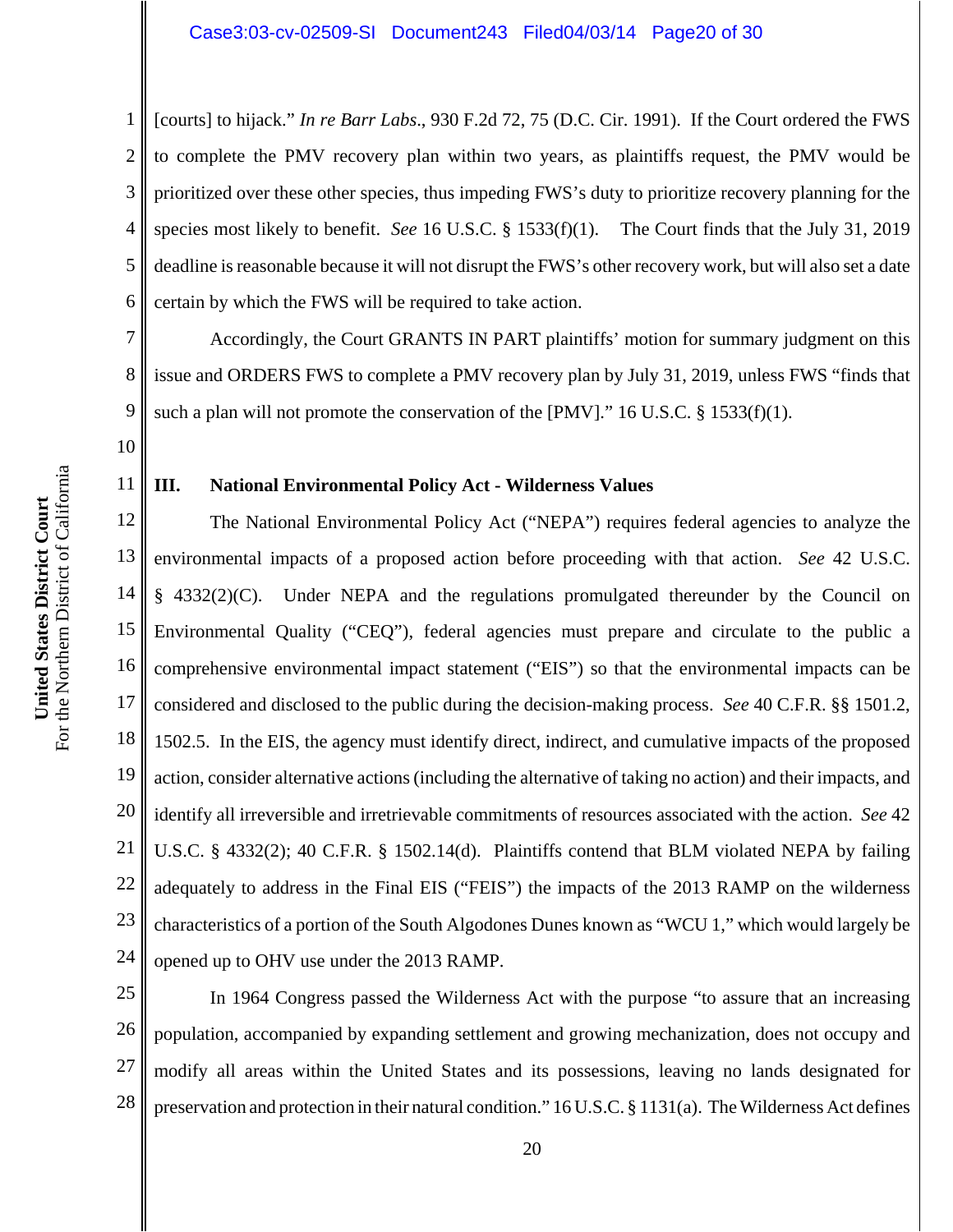[courts] to hijack." *In re Barr Labs.*, 930 F.2d 72, 75 (D.C. Cir. 1991). If the Court ordered the FWS to complete the PMV recovery plan within two years, as plaintiffs request, the PMV would be prioritized over these other species, thus impeding FWS's duty to prioritize recovery planning for the species most likely to benefit. *See* 16 U.S.C. § 1533(f)(1). The Court finds that the July 31, 2019 deadline is reasonable because it will not disrupt the FWS's other recovery work, but will also set a date certain by which the FWS will be required to take action.

Accordingly, the Court GRANTS IN PART plaintiffs' motion for summary judgment on this issue and ORDERS FWS to complete a PMV recovery plan by July 31, 2019, unless FWS "finds that such a plan will not promote the conservation of the [PMV]." 16 U.S.C. § 1533(f)(1).

### III. National Environmental Policy Act - Wilderness Values

The National Environmental Policy Act ("NEPA") requires federal agencies to analyze the environmental impacts of a proposed action before proceeding with that action. *See* 42 U.S.C. § 4332(2)(C). Under NEPA and the regulations promulgated thereunder by the Council on Environmental Quality ("CEQ"), federal agencies must prepare and circulate to the public a comprehensive environmental impact statement ("EIS") so that the environmental impacts can be considered and disclosed to the public during the decision-making process. *See* 40 C.F.R. §§ 1501.2, 1502.5. In the EIS, the agency must identify direct, indirect, and cumulative impacts of the proposed action, consider alternative actions (including the alternative of taking no action) and their impacts, and identify all irreversible and irretrievable commitments of resources associated with the action. *See* 42 U.S.C. § 4332(2); 40 C.F.R. § 1502.14(d). Plaintiffs contend that BLM violated NEPA by failing adequately to address in the Final EIS ("FEIS") the impacts of the 2013 RAMP on the wilderness characteristics of a portion of the South Algodones Dunes known as "WCU 1," which would largely be opened up to OHV use under the 2013 RAMP.

In 1964 Congress passed the Wilderness Act with the purpose "to assure that an increasing population, accompanied by expanding settlement and growing mechanization, does not occupy and modify all areas within the United States and its possessions, leaving no lands designated for preservation and protection in their natural condition." 16 U.S.C. § 1131(a). The Wilderness Act defines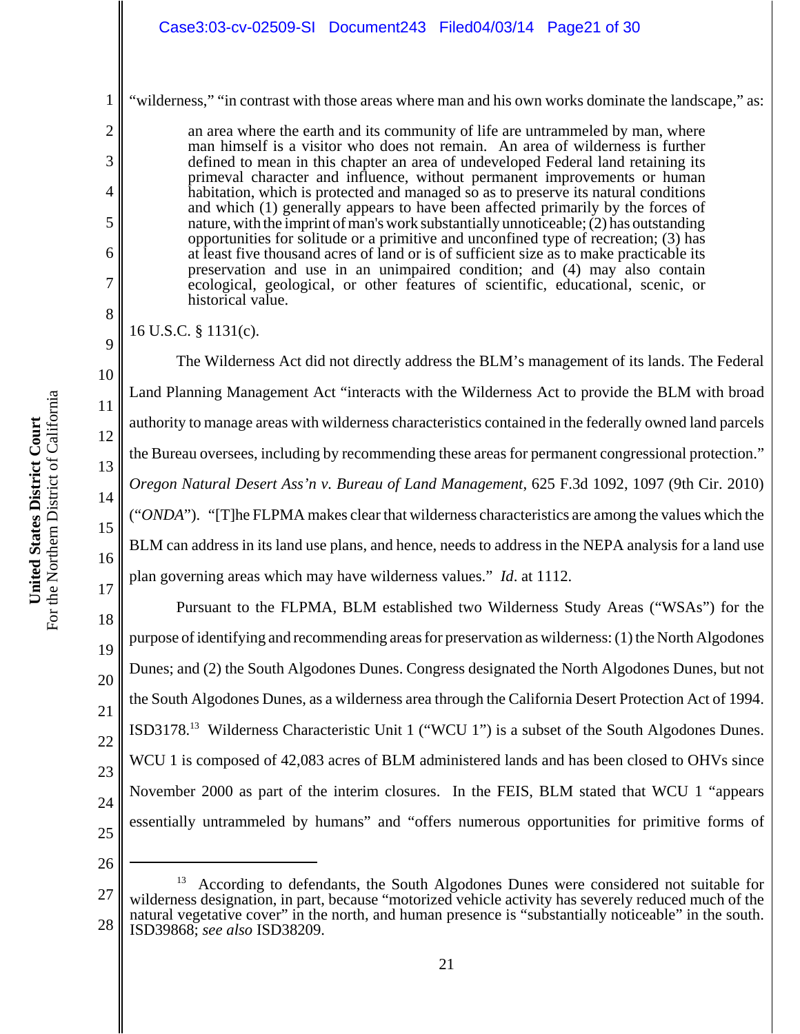"wilderness," "in contrast with those areas where man and his own works dominate the landscape," as:

> an area where the earth and its community of life are untrammeled by man, where man himself is a visitor who does not remain. An area of wilderness is further defined to mean in this chapter an area of undeveloped Federal land retaining its primeval character and influence, without permanent improvements or human habitation, which is protected and managed so as to preserve its natural conditions and which (1) generally appears to have been affected primarily by the forces of nature, with the imprint of man's work substantially unnoticeable; (2) has outstanding opportunities for solitude or a primitive and unconfined type of recreation; (3) has at least five thousand acres of land or is of sufficient size as to make practicable its preservation and use in an unimpaired condition; and (4) may also contain ecological, geological, or other features of scientific, educational, scenic, or historical value.

16 U.S.C. § 1131(c).

The Wilderness Act did not directly address the BLM's management of its lands. The Federal Land Planning Management Act "interacts with the Wilderness Act to provide the BLM with broad authority to manage areas with wilderness characteristics contained in the federally owned land parcels the Bureau oversees, including by recommending these areas for permanent congressional protection." *Oregon Natural Desert Ass'n v. Bureau of Land Management*, 625 F.3d 1092, 1097 (9th Cir. 2010) ("*ONDA*"). "[T]he FLPMA makes clear that wilderness characteristics are among the values which the BLM can address in its land use plans, and hence, needs to address in the NEPA analysis for a land use plan governing areas which may have wilderness values." *Id*. at 1112.

Pursuant to the FLPMA, BLM established two Wilderness Study Areas ("WSAs") for the purpose of identifying and recommending areas for preservation as wilderness: (1) the North Algodones Dunes; and (2) the South Algodones Dunes. Congress designated the North Algodones Dunes, but not the South Algodones Dunes, as a wilderness area through the California Desert Protection Act of 1994. ISD3178.[13] Wilderness Characteristic Unit 1 ("WCU 1") is a subset of the South Algodones Dunes. WCU 1 is composed of 42,083 acres of BLM administered lands and has been closed to OHVs since November 2000 as part of the interim closures. In the FEIS, BLM stated that WCU 1 "appears essentially untrammeled by humans" and "offers numerous opportunities for primitive forms of

---

[13] According to defendants, the South Algodones Dunes were considered not suitable for wilderness designation, in part, because "motorized vehicle activity has severely reduced much of the natural vegetative cover" in the north, and human presence is "substantially noticeable" in the south. ISD39868; *see also* ISD38209.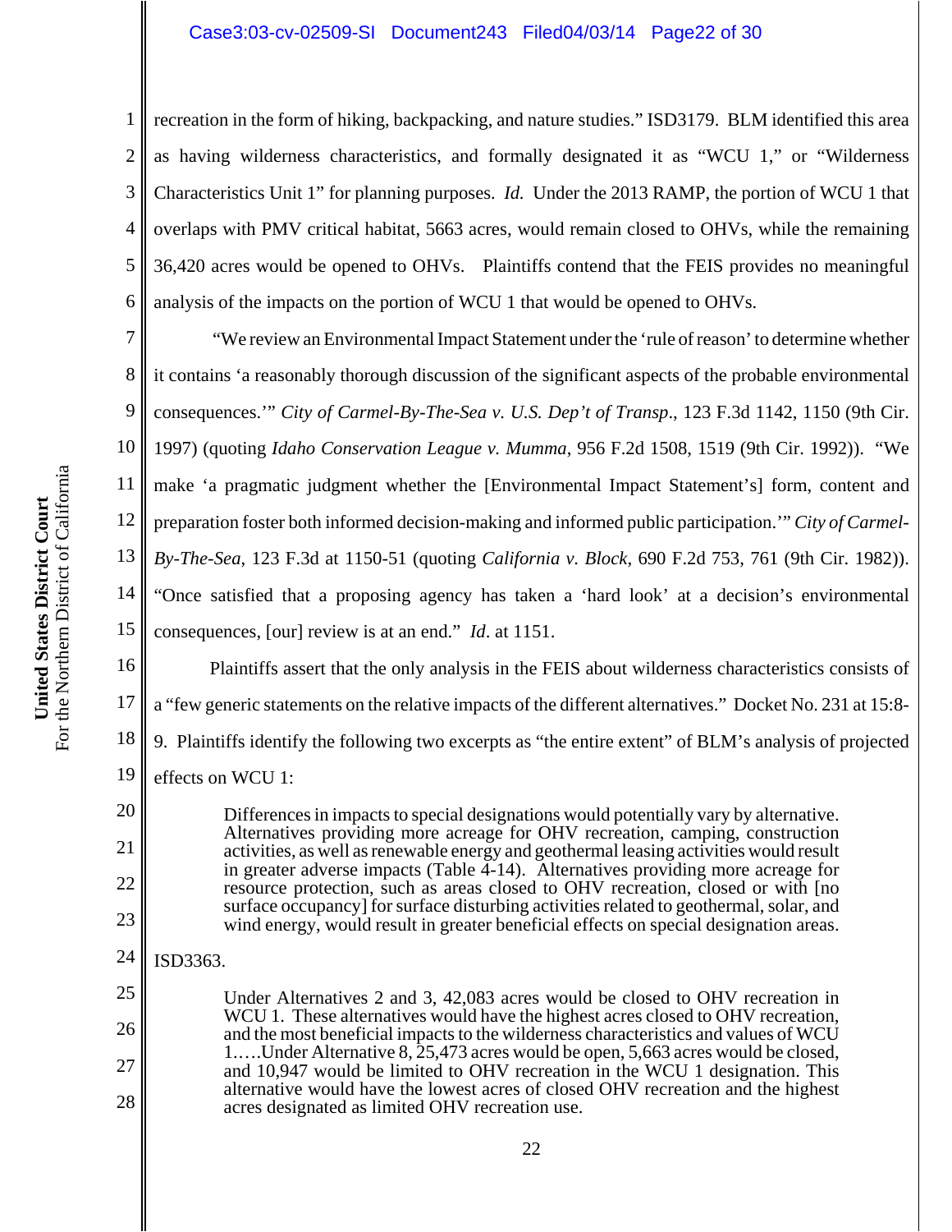recreation in the form of hiking, backpacking, and nature studies." ISD3179. BLM identified this area as having wilderness characteristics, and formally designated it as "WCU 1," or "Wilderness Characteristics Unit 1" for planning purposes. *Id.* Under the 2013 RAMP, the portion of WCU 1 that overlaps with PMV critical habitat, 5663 acres, would remain closed to OHVs, while the remaining 36,420 acres would be opened to OHVs. Plaintiffs contend that the FEIS provides no meaningful analysis of the impacts on the portion of WCU 1 that would be opened to OHVs.

"We review an Environmental Impact Statement under the 'rule of reason' to determine whether it contains 'a reasonably thorough discussion of the significant aspects of the probable environmental consequences.'" *City of Carmel-By-The-Sea v. U.S. Dep't of Transp*., 123 F.3d 1142, 1150 (9th Cir. 1997) (quoting *Idaho Conservation League v. Mumma*, 956 F.2d 1508, 1519 (9th Cir. 1992)). "We make 'a pragmatic judgment whether the [Environmental Impact Statement's] form, content and preparation foster both informed decision-making and informed public participation.'" *City of Carmel-By-The-Sea*, 123 F.3d at 1150-51 (quoting *California v. Block*, 690 F.2d 753, 761 (9th Cir. 1982)). "Once satisfied that a proposing agency has taken a 'hard look' at a decision's environmental consequences, [our] review is at an end." *Id*. at 1151.

Plaintiffs assert that the only analysis in the FEIS about wilderness characteristics consists of a "few generic statements on the relative impacts of the different alternatives." Docket No. 231 at 15:8-9. Plaintiffs identify the following two excerpts as "the entire extent" of BLM's analysis of projected effects on WCU 1:

> Differences in impacts to special designations would potentially vary by alternative. Alternatives providing more acreage for OHV recreation, camping, construction activities, as well as renewable energy and geothermal leasing activities would result in greater adverse impacts (Table 4-14). Alternatives providing more acreage for resource protection, such as areas closed to OHV recreation, closed or with [no surface occupancy] for surface disturbing activities related to geothermal, solar, and wind energy, would result in greater beneficial effects on special designation areas.

ISD3363.

> Under Alternatives 2 and 3, 42,083 acres would be closed to OHV recreation in WCU 1. These alternatives would have the highest acres closed to OHV recreation, and the most beneficial impacts to the wilderness characteristics and values of WCU 1.….Under Alternative 8, 25,473 acres would be open, 5,663 acres would be closed, and 10,947 would be limited to OHV recreation in the WCU 1 designation. This alternative would have the lowest acres of closed OHV recreation and the highest acres designated as limited OHV recreation use.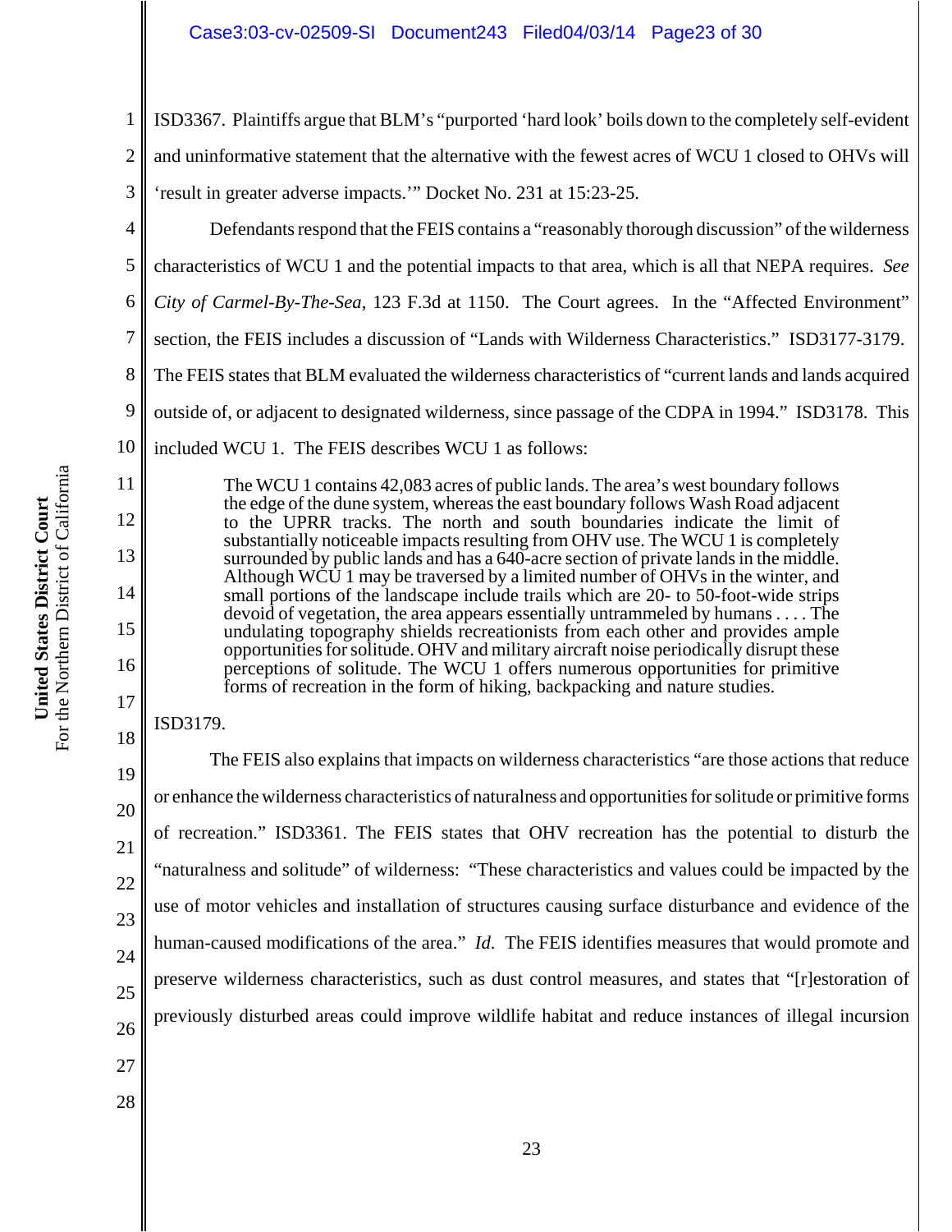ISD3367. Plaintiffs argue that BLM's "purported 'hard look' boils down to the completely self-evident and uninformative statement that the alternative with the fewest acres of WCU 1 closed to OHVs will 'result in greater adverse impacts.'" Docket No. 231 at 15:23-25.

Defendants respond that the FEIS contains a "reasonably thorough discussion" of the wilderness characteristics of WCU 1 and the potential impacts to that area, which is all that NEPA requires. *See City of Carmel-By-The-Sea*, 123 F.3d at 1150. The Court agrees. In the "Affected Environment" section, the FEIS includes a discussion of "Lands with Wilderness Characteristics." ISD3177-3179. The FEIS states that BLM evaluated the wilderness characteristics of "current lands and lands acquired outside of, or adjacent to designated wilderness, since passage of the CDPA in 1994." ISD3178. This included WCU 1. The FEIS describes WCU 1 as follows:

> The WCU 1 contains 42,083 acres of public lands. The area's west boundary follows the edge of the dune system, whereas the east boundary follows Wash Road adjacent to the UPRR tracks. The north and south boundaries indicate the limit of substantially noticeable impacts resulting from OHV use. The WCU 1 is completely surrounded by public lands and has a 640-acre section of private lands in the middle. Although WCU 1 may be traversed by a limited number of OHVs in the winter, and small portions of the landscape include trails which are 20- to 50-foot-wide strips devoid of vegetation, the area appears essentially untrammeled by humans . . . . The undulating topography shields recreationists from each other and provides ample opportunities for solitude. OHV and military aircraft noise periodically disrupt these perceptions of solitude. The WCU 1 offers numerous opportunities for primitive forms of recreation in the form of hiking, backpacking and nature studies.

ISD3179.

The FEIS also explains that impacts on wilderness characteristics "are those actions that reduce or enhance the wilderness characteristics of naturalness and opportunities for solitude or primitive forms of recreation." ISD3361. The FEIS states that OHV recreation has the potential to disturb the "naturalness and solitude" of wilderness: "These characteristics and values could be impacted by the use of motor vehicles and installation of structures causing surface disturbance and evidence of the human-caused modifications of the area." *Id.* The FEIS identifies measures that would promote and preserve wilderness characteristics, such as dust control measures, and states that "[r]estoration of previously disturbed areas could improve wildlife habitat and reduce instances of illegal incursion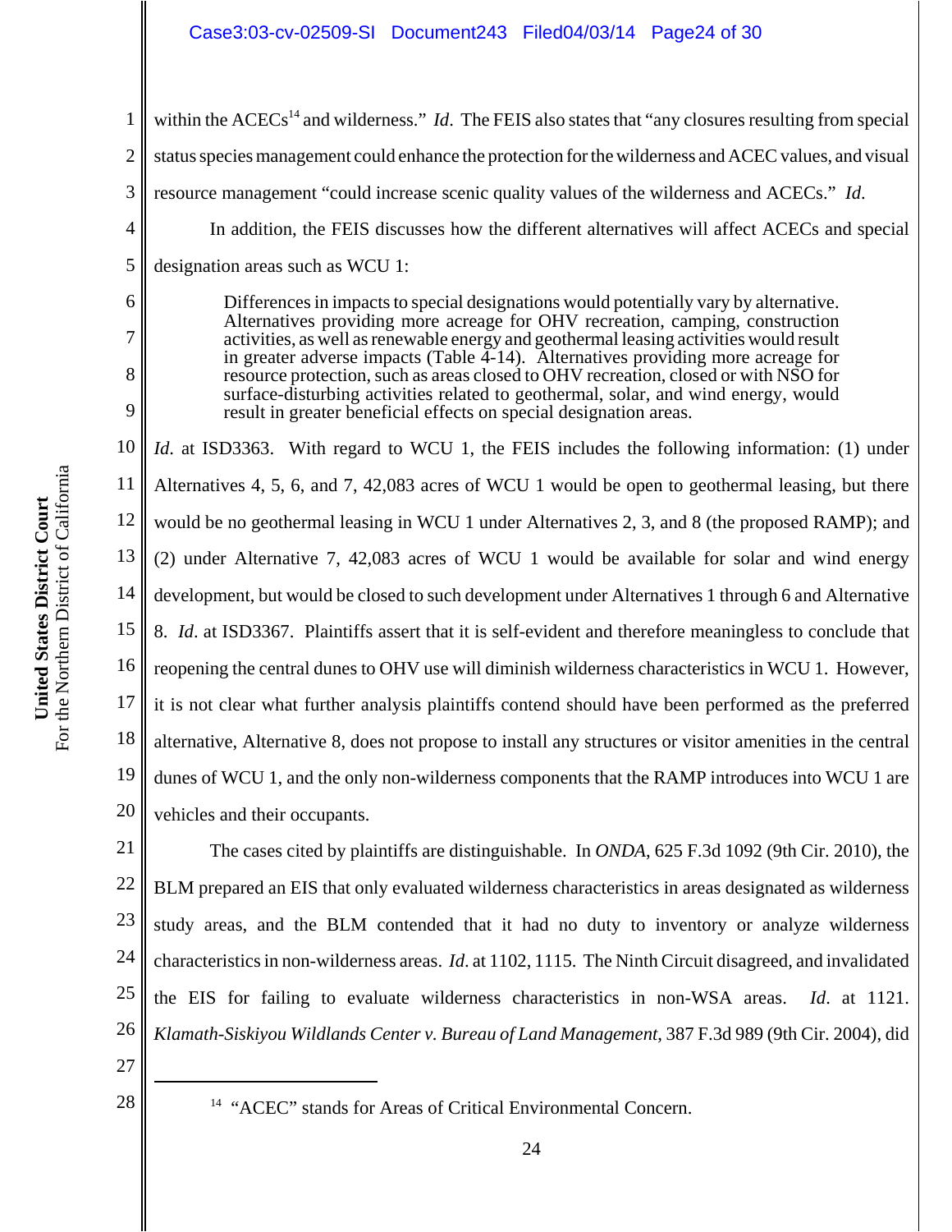within the ACECs[14] and wilderness." *Id.* The FEIS also states that "any closures resulting from special status species management could enhance the protection for the wilderness and ACEC values, and visual resource management "could increase scenic quality values of the wilderness and ACECs." *Id.*

In addition, the FEIS discusses how the different alternatives will affect ACECs and special designation areas such as WCU 1:

> Differences in impacts to special designations would potentially vary by alternative. Alternatives providing more acreage for OHV recreation, camping, construction activities, as well as renewable energy and geothermal leasing activities would result in greater adverse impacts (Table 4-14). Alternatives providing more acreage for resource protection, such as areas closed to OHV recreation, closed or with NSO for surface-disturbing activities related to geothermal, solar, and wind energy, would result in greater beneficial effects on special designation areas.

*Id.* at ISD3363. With regard to WCU 1, the FEIS includes the following information: (1) under Alternatives 4, 5, 6, and 7, 42,083 acres of WCU 1 would be open to geothermal leasing, but there would be no geothermal leasing in WCU 1 under Alternatives 2, 3, and 8 (the proposed RAMP); and (2) under Alternative 7, 42,083 acres of WCU 1 would be available for solar and wind energy development, but would be closed to such development under Alternatives 1 through 6 and Alternative 8. *Id.* at ISD3367. Plaintiffs assert that it is self-evident and therefore meaningless to conclude that reopening the central dunes to OHV use will diminish wilderness characteristics in WCU 1. However, it is not clear what further analysis plaintiffs contend should have been performed as the preferred alternative, Alternative 8, does not propose to install any structures or visitor amenities in the central dunes of WCU 1, and the only non-wilderness components that the RAMP introduces into WCU 1 are vehicles and their occupants.

The cases cited by plaintiffs are distinguishable. In *ONDA*, 625 F.3d 1092 (9th Cir. 2010), the BLM prepared an EIS that only evaluated wilderness characteristics in areas designated as wilderness study areas, and the BLM contended that it had no duty to inventory or analyze wilderness characteristics in non-wilderness areas. *Id.* at 1102, 1115. The Ninth Circuit disagreed, and invalidated the EIS for failing to evaluate wilderness characteristics in non-WSA areas. *Id.* at 1121. *Klamath-Siskiyou Wildlands Center v. Bureau of Land Management*, 387 F.3d 989 (9th Cir. 2004), did

---

[14] "ACEC" stands for Areas of Critical Environmental Concern.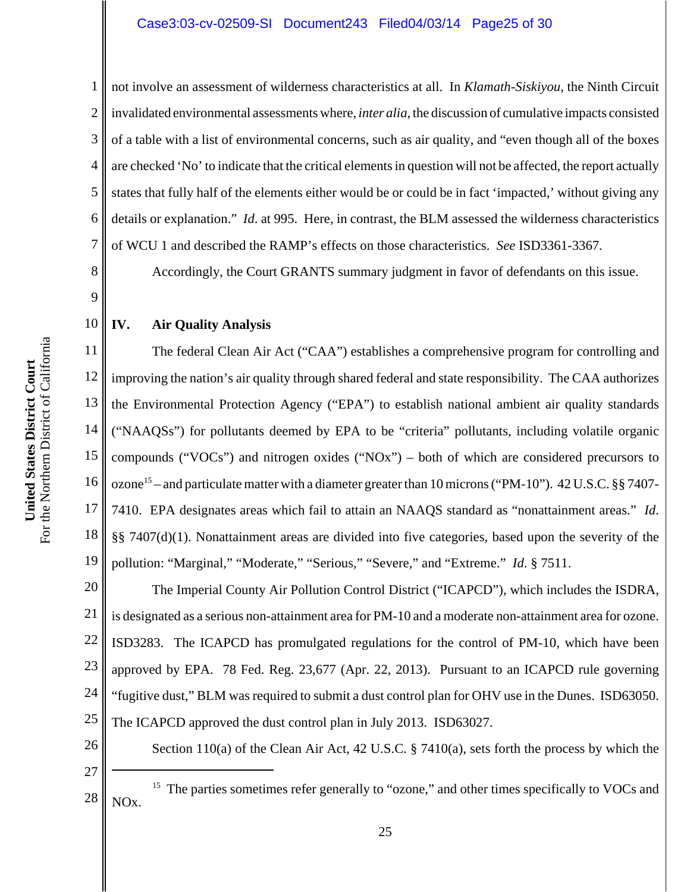not involve an assessment of wilderness characteristics at all. In *Klamath-Siskiyou*, the Ninth Circuit invalidated environmental assessments where, *inter alia*, the discussion of cumulative impacts consisted of a table with a list of environmental concerns, such as air quality, and "even though all of the boxes are checked 'No' to indicate that the critical elements in question will not be affected, the report actually states that fully half of the elements either would be or could be in fact 'impacted,' without giving any details or explanation." *Id*. at 995. Here, in contrast, the BLM assessed the wilderness characteristics of WCU 1 and described the RAMP's effects on those characteristics. *See* ISD3361-3367.

Accordingly, the Court GRANTS summary judgment in favor of defendants on this issue.

## IV. Air Quality Analysis

The federal Clean Air Act ("CAA") establishes a comprehensive program for controlling and improving the nation's air quality through shared federal and state responsibility. The CAA authorizes the Environmental Protection Agency ("EPA") to establish national ambient air quality standards ("NAAQSs") for pollutants deemed by EPA to be "criteria" pollutants, including volatile organic compounds ("VOCs") and nitrogen oxides ("NOx") – both of which are considered precursors to ozone[15] – and particulate matter with a diameter greater than 10 microns ("PM-10"). 42 U.S.C. §§ 7407-7410. EPA designates areas which fail to attain an NAAQS standard as "nonattainment areas." *Id*. §§ 7407(d)(1). Nonattainment areas are divided into five categories, based upon the severity of the pollution: "Marginal," "Moderate," "Serious," "Severe," and "Extreme." *Id*. § 7511.

The Imperial County Air Pollution Control District ("ICAPCD"), which includes the ISDRA, is designated as a serious non-attainment area for PM-10 and a moderate non-attainment area for ozone. ISD3283. The ICAPCD has promulgated regulations for the control of PM-10, which have been approved by EPA. 78 Fed. Reg. 23,677 (Apr. 22, 2013). Pursuant to an ICAPCD rule governing "fugitive dust," BLM was required to submit a dust control plan for OHV use in the Dunes. ISD63050. The ICAPCD approved the dust control plan in July 2013. ISD63027.

Section 110(a) of the Clean Air Act, 42 U.S.C. § 7410(a), sets forth the process by which the

---

[15] The parties sometimes refer generally to "ozone," and other times specifically to VOCs and NOx.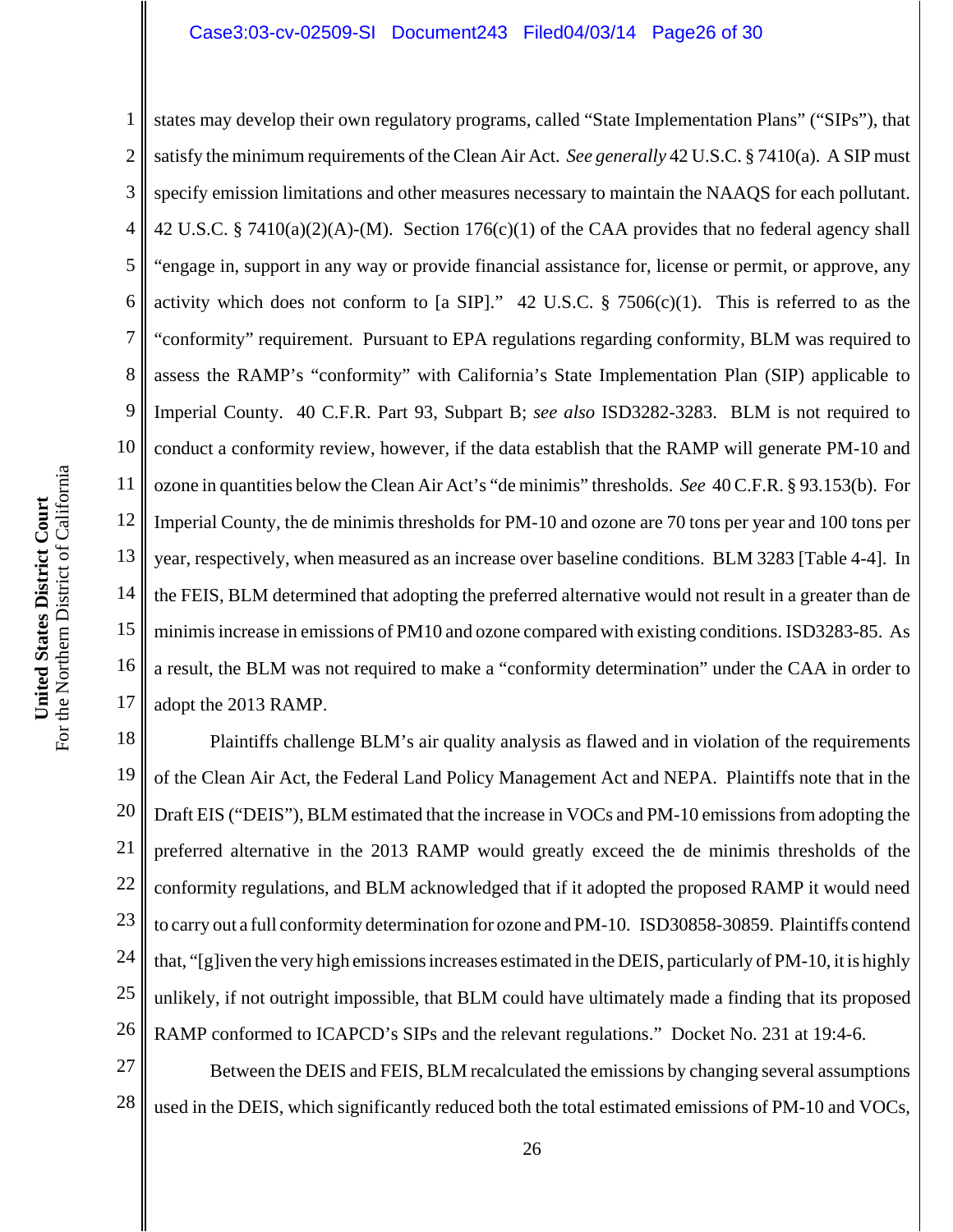states may develop their own regulatory programs, called "State Implementation Plans" ("SIPs"), that satisfy the minimum requirements of the Clean Air Act. *See generally* 42 U.S.C. § 7410(a). A SIP must specify emission limitations and other measures necessary to maintain the NAAQS for each pollutant. 42 U.S.C. § 7410(a)(2)(A)-(M). Section 176(c)(1) of the CAA provides that no federal agency shall "engage in, support in any way or provide financial assistance for, license or permit, or approve, any activity which does not conform to [a SIP]." 42 U.S.C. § 7506(c)(1). This is referred to as the "conformity" requirement. Pursuant to EPA regulations regarding conformity, BLM was required to assess the RAMP's "conformity" with California's State Implementation Plan (SIP) applicable to Imperial County. 40 C.F.R. Part 93, Subpart B; *see also* ISD3282-3283. BLM is not required to conduct a conformity review, however, if the data establish that the RAMP will generate PM-10 and ozone in quantities below the Clean Air Act's "de minimis" thresholds. *See* 40 C.F.R. § 93.153(b). For Imperial County, the de minimis thresholds for PM-10 and ozone are 70 tons per year and 100 tons per year, respectively, when measured as an increase over baseline conditions. BLM 3283 [Table 4-4]. In the FEIS, BLM determined that adopting the preferred alternative would not result in a greater than de minimis increase in emissions of PM10 and ozone compared with existing conditions. ISD3283-85. As a result, the BLM was not required to make a "conformity determination" under the CAA in order to adopt the 2013 RAMP.

Plaintiffs challenge BLM's air quality analysis as flawed and in violation of the requirements of the Clean Air Act, the Federal Land Policy Management Act and NEPA. Plaintiffs note that in the Draft EIS ("DEIS"), BLM estimated that the increase in VOCs and PM-10 emissions from adopting the preferred alternative in the 2013 RAMP would greatly exceed the de minimis thresholds of the conformity regulations, and BLM acknowledged that if it adopted the proposed RAMP it would need to carry out a full conformity determination for ozone and PM-10. ISD30858-30859. Plaintiffs contend that, "[g]iven the very high emissions increases estimated in the DEIS, particularly of PM-10, it is highly unlikely, if not outright impossible, that BLM could have ultimately made a finding that its proposed RAMP conformed to ICAPCD's SIPs and the relevant regulations." Docket No. 231 at 19:4-6.

Between the DEIS and FEIS, BLM recalculated the emissions by changing several assumptions used in the DEIS, which significantly reduced both the total estimated emissions of PM-10 and VOCs,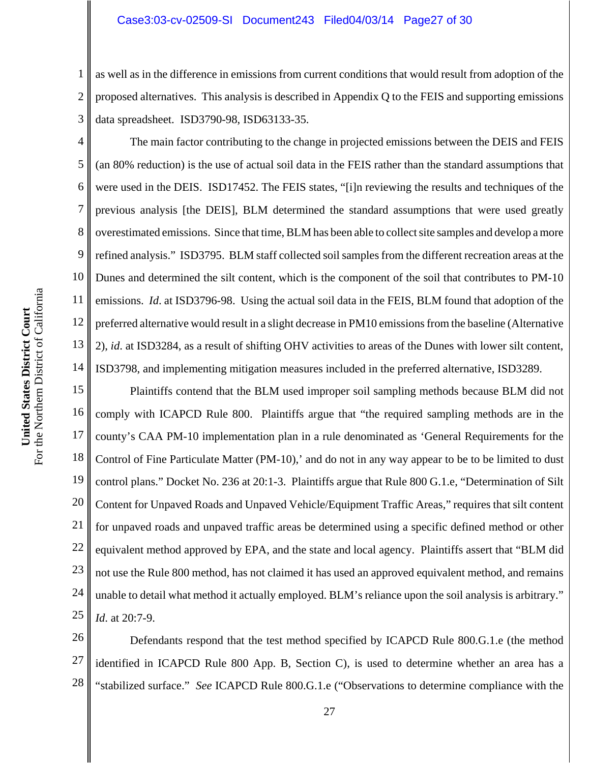as well as in the difference in emissions from current conditions that would result from adoption of the proposed alternatives. This analysis is described in Appendix Q to the FEIS and supporting emissions data spreadsheet. ISD3790-98, ISD63133-35.

The main factor contributing to the change in projected emissions between the DEIS and FEIS (an 80% reduction) is the use of actual soil data in the FEIS rather than the standard assumptions that were used in the DEIS. ISD17452. The FEIS states, "[i]n reviewing the results and techniques of the previous analysis [the DEIS], BLM determined the standard assumptions that were used greatly overestimated emissions. Since that time, BLM has been able to collect site samples and develop a more refined analysis." ISD3795. BLM staff collected soil samples from the different recreation areas at the Dunes and determined the silt content, which is the component of the soil that contributes to PM-10 emissions. *Id.* at ISD3796-98. Using the actual soil data in the FEIS, BLM found that adoption of the preferred alternative would result in a slight decrease in PM10 emissions from the baseline (Alternative 2), *id.* at ISD3284, as a result of shifting OHV activities to areas of the Dunes with lower silt content, ISD3798, and implementing mitigation measures included in the preferred alternative, ISD3289.

Plaintiffs contend that the BLM used improper soil sampling methods because BLM did not comply with ICAPCD Rule 800. Plaintiffs argue that "the required sampling methods are in the county's CAA PM-10 implementation plan in a rule denominated as 'General Requirements for the Control of Fine Particulate Matter (PM-10),' and do not in any way appear to be to be limited to dust control plans." Docket No. 236 at 20:1-3. Plaintiffs argue that Rule 800 G.1.e, "Determination of Silt Content for Unpaved Roads and Unpaved Vehicle/Equipment Traffic Areas," requires that silt content for unpaved roads and unpaved traffic areas be determined using a specific defined method or other equivalent method approved by EPA, and the state and local agency. Plaintiffs assert that "BLM did not use the Rule 800 method, has not claimed it has used an approved equivalent method, and remains unable to detail what method it actually employed. BLM's reliance upon the soil analysis is arbitrary." *Id.* at 20:7-9.

Defendants respond that the test method specified by ICAPCD Rule 800.G.1.e (the method identified in ICAPCD Rule 800 App. B, Section C), is used to determine whether an area has a "stabilized surface." *See* ICAPCD Rule 800.G.1.e ("Observations to determine compliance with the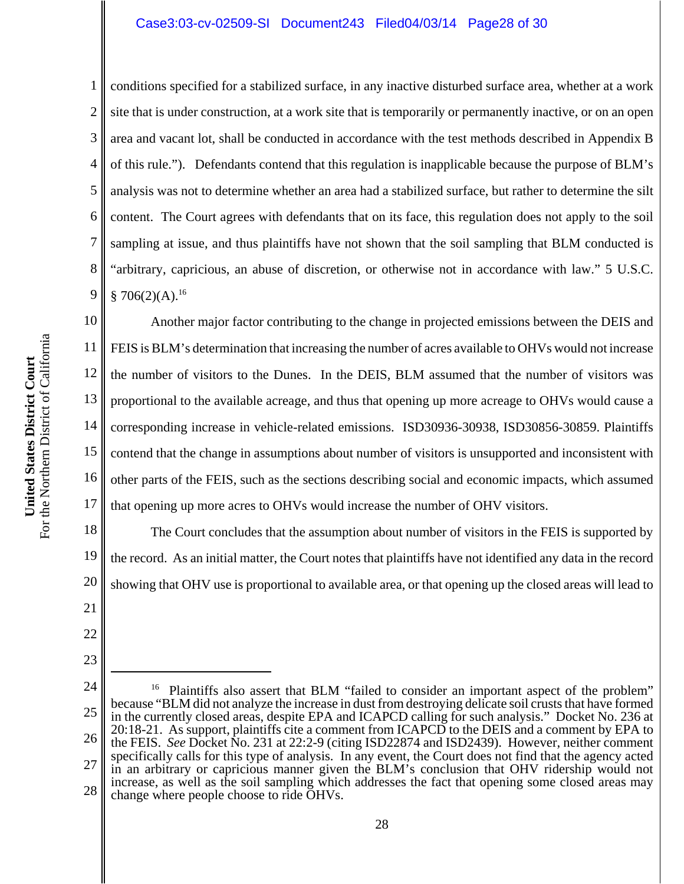conditions specified for a stabilized surface, in any inactive disturbed surface area, whether at a work site that is under construction, at a work site that is temporarily or permanently inactive, or on an open area and vacant lot, shall be conducted in accordance with the test methods described in Appendix B of this rule."). Defendants contend that this regulation is inapplicable because the purpose of BLM's analysis was not to determine whether an area had a stabilized surface, but rather to determine the silt content. The Court agrees with defendants that on its face, this regulation does not apply to the soil sampling at issue, and thus plaintiffs have not shown that the soil sampling that BLM conducted is "arbitrary, capricious, an abuse of discretion, or otherwise not in accordance with law." 5 U.S.C. § 706(2)(A).[16]

Another major factor contributing to the change in projected emissions between the DEIS and FEIS is BLM's determination that increasing the number of acres available to OHVs would not increase the number of visitors to the Dunes. In the DEIS, BLM assumed that the number of visitors was proportional to the available acreage, and thus that opening up more acreage to OHVs would cause a corresponding increase in vehicle-related emissions. ISD30936-30938, ISD30856-30859. Plaintiffs contend that the change in assumptions about number of visitors is unsupported and inconsistent with other parts of the FEIS, such as the sections describing social and economic impacts, which assumed that opening up more acres to OHVs would increase the number of OHV visitors.

The Court concludes that the assumption about number of visitors in the FEIS is supported by the record. As an initial matter, the Court notes that plaintiffs have not identified any data in the record showing that OHV use is proportional to available area, or that opening up the closed areas will lead to

---

[16] Plaintiffs also assert that BLM "failed to consider an important aspect of the problem" because "BLM did not analyze the increase in dust from destroying delicate soil crusts that have formed in the currently closed areas, despite EPA and ICAPCD calling for such analysis." Docket No. 236 at 20:18-21. As support, plaintiffs cite a comment from ICAPCD to the DEIS and a comment by EPA to the FEIS. *See* Docket No. 231 at 22:2-9 (citing ISD22874 and ISD2439). However, neither comment specifically calls for this type of analysis. In any event, the Court does not find that the agency acted in an arbitrary or capricious manner given the BLM's conclusion that OHV ridership would not increase, as well as the soil sampling which addresses the fact that opening some closed areas may change where people choose to ride OHVs.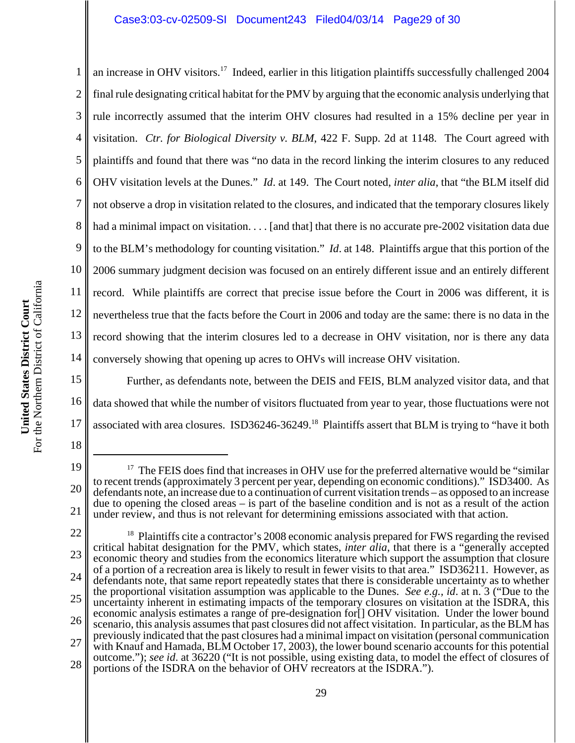an increase in OHV visitors.[17] Indeed, earlier in this litigation plaintiffs successfully challenged 2004 final rule designating critical habitat for the PMV by arguing that the economic analysis underlying that rule incorrectly assumed that the interim OHV closures had resulted in a 15% decline per year in visitation. *Ctr. for Biological Diversity v. BLM*, 422 F. Supp. 2d at 1148. The Court agreed with plaintiffs and found that there was "no data in the record linking the interim closures to any reduced OHV visitation levels at the Dunes." *Id*. at 149. The Court noted, *inter alia*, that "the BLM itself did not observe a drop in visitation related to the closures, and indicated that the temporary closures likely had a minimal impact on visitation. . . . [and that] that there is no accurate pre-2002 visitation data due to the BLM's methodology for counting visitation." *Id*. at 148. Plaintiffs argue that this portion of the 2006 summary judgment decision was focused on an entirely different issue and an entirely different record. While plaintiffs are correct that precise issue before the Court in 2006 was different, it is nevertheless true that the facts before the Court in 2006 and today are the same: there is no data in the record showing that the interim closures led to a decrease in OHV visitation, nor is there any data conversely showing that opening up acres to OHVs will increase OHV visitation.

Further, as defendants note, between the DEIS and FEIS, BLM analyzed visitor data, and that data showed that while the number of visitors fluctuated from year to year, those fluctuations were not associated with area closures. ISD36246-36249.[18] Plaintiffs assert that BLM is trying to "have it both

---

[17] The FEIS does find that increases in OHV use for the preferred alternative would be "similar to recent trends (approximately 3 percent per year, depending on economic conditions)." ISD3400. As defendants note, an increase due to a continuation of current visitation trends – as opposed to an increase due to opening the closed areas – is part of the baseline condition and is not as a result of the action under review, and thus is not relevant for determining emissions associated with that action.

[18] Plaintiffs cite a contractor's 2008 economic analysis prepared for FWS regarding the revised critical habitat designation for the PMV, which states, *inter alia*, that there is a "generally accepted economic theory and studies from the economics literature which support the assumption that closure of a portion of a recreation area is likely to result in fewer visits to that area." ISD36211. However, as defendants note, that same report repeatedly states that there is considerable uncertainty as to whether the proportional visitation assumption was applicable to the Dunes. *See e.g.*, *id*. at n. 3 ("Due to the uncertainty inherent in estimating impacts of the temporary closures on visitation at the ISDRA, this economic analysis estimates a range of pre-designation for[] OHV visitation. Under the lower bound scenario, this analysis assumes that past closures did not affect visitation. In particular, as the BLM has previously indicated that the past closures had a minimal impact on visitation (personal communication with Knauf and Hamada, BLM October 17, 2003), the lower bound scenario accounts for this potential outcome."); *see id*. at 36220 ("It is not possible, using existing data, to model the effect of closures of portions of the ISDRA on the behavior of OHV recreators at the ISDRA.").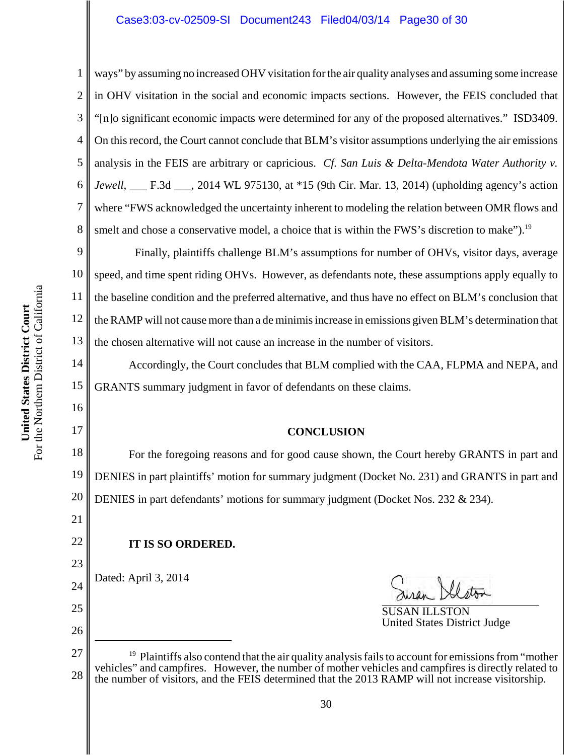ways" by assuming no increased OHV visitation for the air quality analyses and assuming some increase in OHV visitation in the social and economic impacts sections. However, the FEIS concluded that "[n]o significant economic impacts were determined for any of the proposed alternatives." ISD3409. On this record, the Court cannot conclude that BLM's visitor assumptions underlying the air emissions analysis in the FEIS are arbitrary or capricious. *Cf. San Luis & Delta-Mendota Water Authority v. Jewell*, ___ F.3d ___, 2014 WL 975130, at *15 (9th Cir. Mar. 13, 2014) (upholding agency's action where "FWS acknowledged the uncertainty inherent to modeling the relation between OMR flows and smelt and chose a conservative model, a choice that is within the FWS's discretion to make").[19]

Finally, plaintiffs challenge BLM's assumptions for number of OHVs, visitor days, average speed, and time spent riding OHVs. However, as defendants note, these assumptions apply equally to the baseline condition and the preferred alternative, and thus have no effect on BLM's conclusion that the RAMP will not cause more than a de minimis increase in emissions given BLM's determination that the chosen alternative will not cause an increase in the number of visitors.

Accordingly, the Court concludes that BLM complied with the CAA, FLPMA and NEPA, and GRANTS summary judgment in favor of defendants on these claims.

## CONCLUSION

For the foregoing reasons and for good cause shown, the Court hereby GRANTS in part and DENIES in part plaintiffs' motion for summary judgment (Docket No. 231) and GRANTS in part and DENIES in part defendants' motions for summary judgment (Docket Nos. 232 & 234).

**IT IS SO ORDERED.**

Dated: April 3, 2014

SUSAN ILLSTON
United States District Judge

---

[19] Plaintiffs also contend that the air quality analysis fails to account for emissions from "mother vehicles" and campfires. However, the number of mother vehicles and campfires is directly related to the number of visitors, and the FEIS determined that the 2013 RAMP will not increase visitorship.